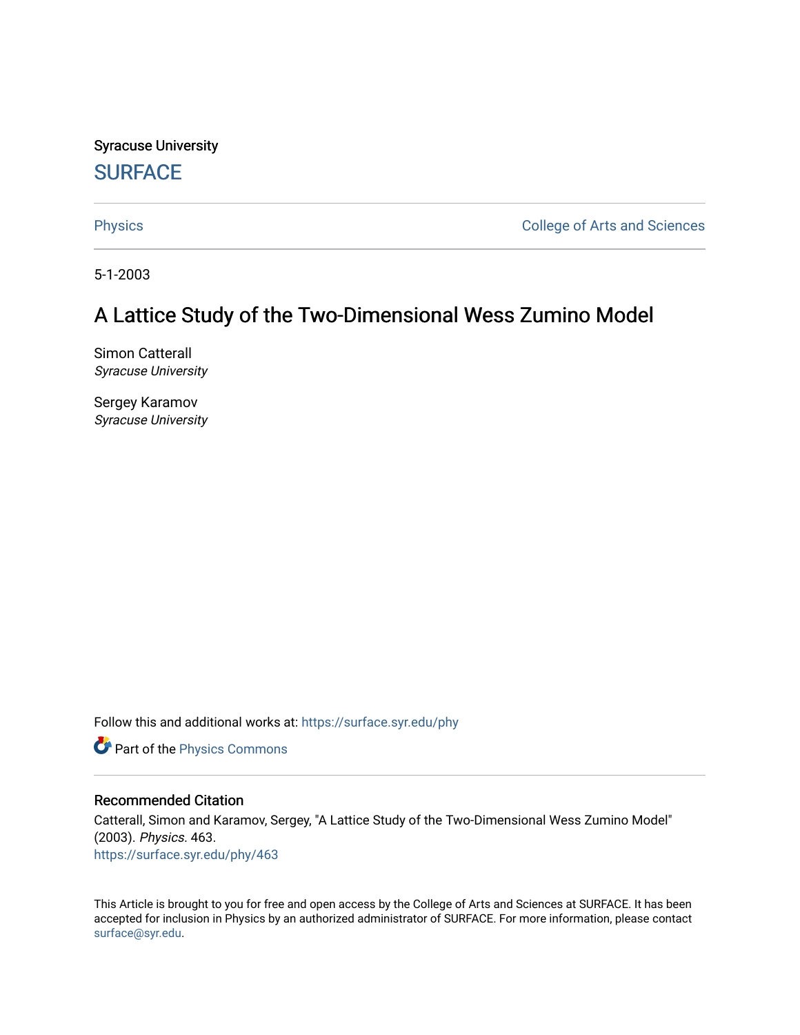Syracuse University

# SURFACE

Physics

College of Arts and Sciences

5-1-2003

# A Lattice Study of the Two-Dimensional Wess Zumino Model

Simon Catterall
*Syracuse University*

Sergey Karamov
*Syracuse University*

Follow this and additional works at: https://surface.syr.edu/phy

Part of the Physics Commons

## Recommended Citation

Catterall, Simon and Karamov, Sergey, "A Lattice Study of the Two-Dimensional Wess Zumino Model" (2003). *Physics.* 463.
https://surface.syr.edu/phy/463

This Article is brought to you for free and open access by the College of Arts and Sciences at SURFACE. It has been accepted for inclusion in Physics by an authorized administrator of SURFACE. For more information, please contact surface@syr.edu.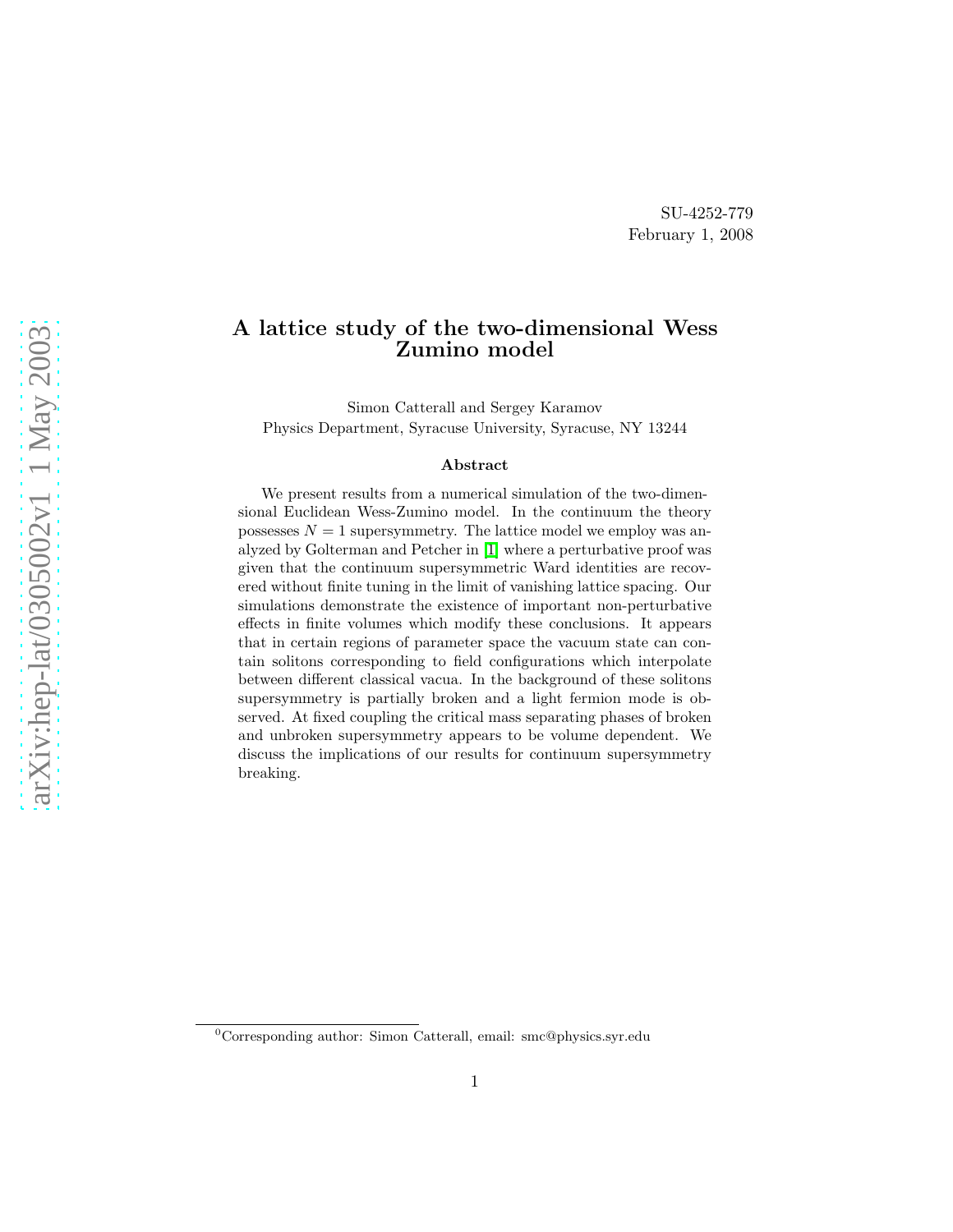SU-4252-779
February 1, 2008

# A lattice study of the two-dimensional Wess Zumino model

Simon Catterall and Sergey Karamov
Physics Department, Syracuse University, Syracuse, NY 13244

### Abstract

We present results from a numerical simulation of the two-dimensional Euclidean Wess-Zumino model. In the continuum the theory possesses $N = 1$ supersymmetry. The lattice model we employ was analyzed by Golterman and Petcher in [1] where a perturbative proof was given that the continuum supersymmetric Ward identities are recovered without finite tuning in the limit of vanishing lattice spacing. Our simulations demonstrate the existence of important non-perturbative effects in finite volumes which modify these conclusions. It appears that in certain regions of parameter space the vacuum state can contain solitons corresponding to field configurations which interpolate between different classical vacua. In the background of these solitons supersymmetry is partially broken and a light fermion mode is observed. At fixed coupling the critical mass separating phases of broken and unbroken supersymmetry appears to be volume dependent. We discuss the implications of our results for continuum supersymmetry breaking.

[0] Corresponding author: Simon Catterall, email: smc@physics.syr.edu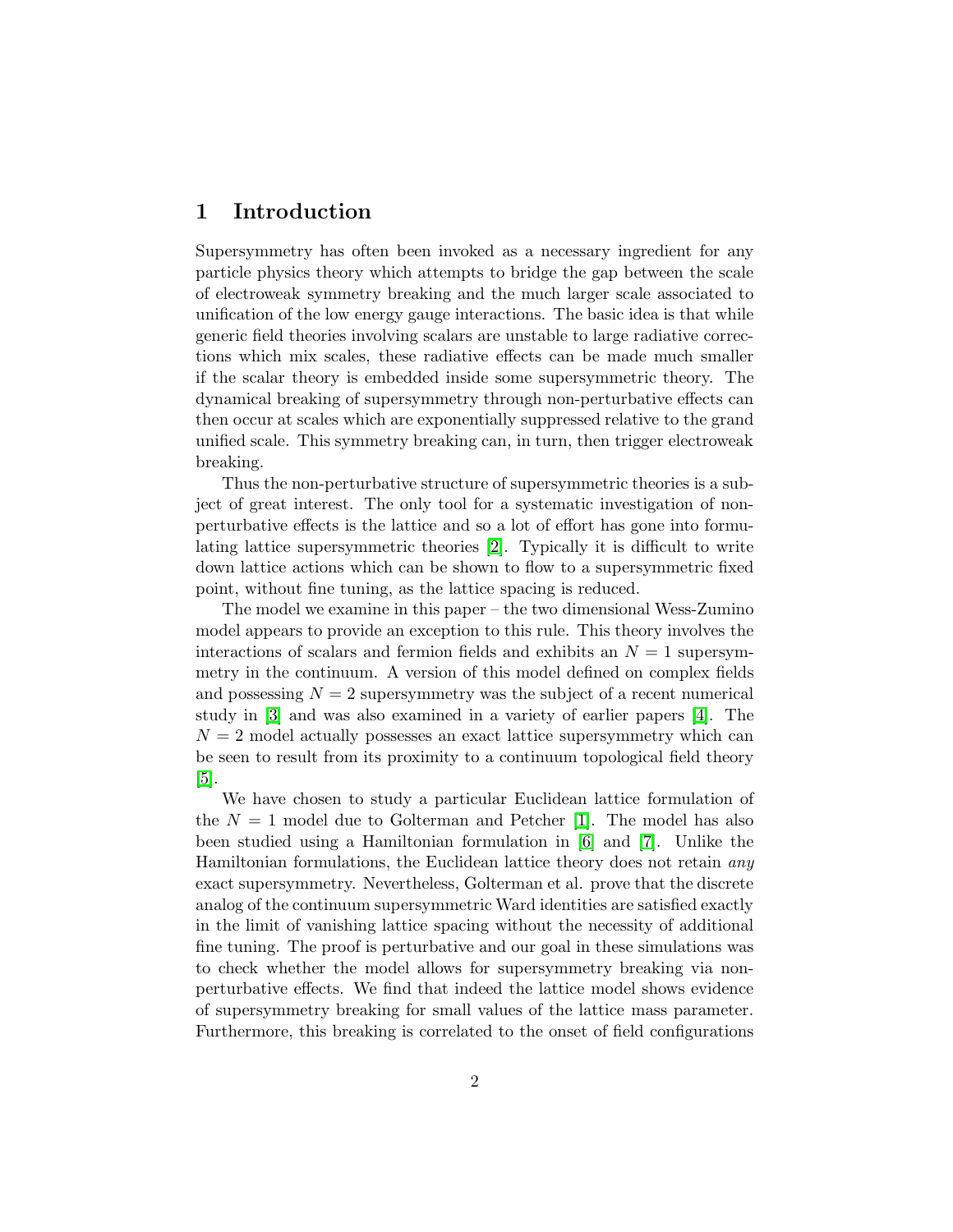## 1 Introduction

Supersymmetry has often been invoked as a necessary ingredient for any particle physics theory which attempts to bridge the gap between the scale of electroweak symmetry breaking and the much larger scale associated to unification of the low energy gauge interactions. The basic idea is that while generic field theories involving scalars are unstable to large radiative corrections which mix scales, these radiative effects can be made much smaller if the scalar theory is embedded inside some supersymmetric theory. The dynamical breaking of supersymmetry through non-perturbative effects can then occur at scales which are exponentially suppressed relative to the grand unified scale. This symmetry breaking can, in turn, then trigger electroweak breaking.

Thus the non-perturbative structure of supersymmetric theories is a subject of great interest. The only tool for a systematic investigation of non-perturbative effects is the lattice and so a lot of effort has gone into formulating lattice supersymmetric theories [2]. Typically it is difficult to write down lattice actions which can be shown to flow to a supersymmetric fixed point, without fine tuning, as the lattice spacing is reduced.

The model we examine in this paper – the two dimensional Wess-Zumino model appears to provide an exception to this rule. This theory involves the interactions of scalars and fermion fields and exhibits an $N = 1$ supersymmetry in the continuum. A version of this model defined on complex fields and possessing $N = 2$ supersymmetry was the subject of a recent numerical study in [3] and was also examined in a variety of earlier papers [4]. The $N = 2$ model actually possesses an exact lattice supersymmetry which can be seen to result from its proximity to a continuum topological field theory [5].

We have chosen to study a particular Euclidean lattice formulation of the $N = 1$ model due to Golterman and Petcher [1]. The model has also been studied using a Hamiltonian formulation in [6] and [7]. Unlike the Hamiltonian formulations, the Euclidean lattice theory does not retain *any* exact supersymmetry. Nevertheless, Golterman et al. prove that the discrete analog of the continuum supersymmetric Ward identities are satisfied exactly in the limit of vanishing lattice spacing without the necessity of additional fine tuning. The proof is perturbative and our goal in these simulations was to check whether the model allows for supersymmetry breaking via non-perturbative effects. We find that indeed the lattice model shows evidence of supersymmetry breaking for small values of the lattice mass parameter. Furthermore, this breaking is correlated to the onset of field configurations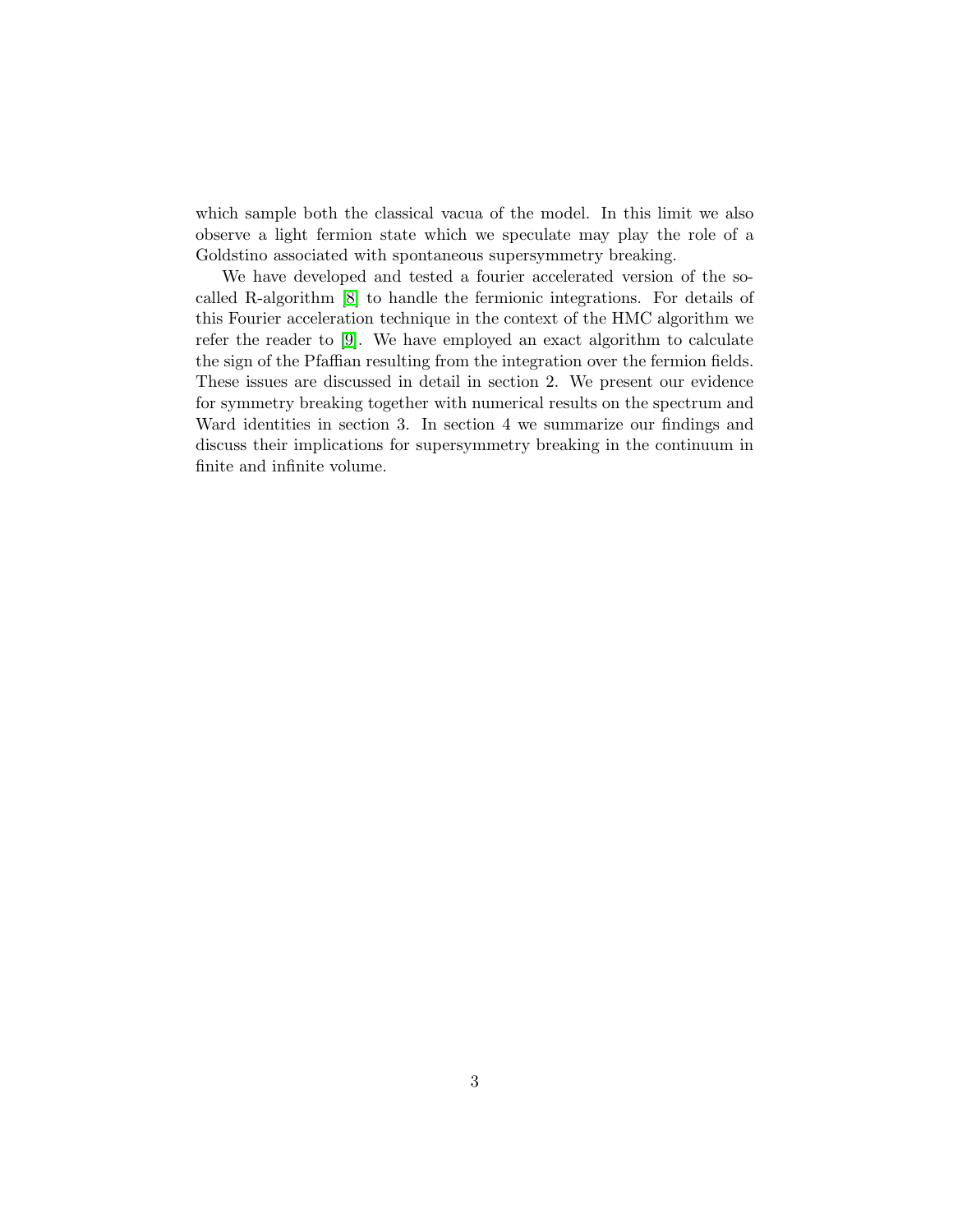which sample both the classical vacua of the model. In this limit we also observe a light fermion state which we speculate may play the role of a Goldstino associated with spontaneous supersymmetry breaking.

We have developed and tested a fourier accelerated version of the so-called R-algorithm [8] to handle the fermionic integrations. For details of this Fourier acceleration technique in the context of the HMC algorithm we refer the reader to [9]. We have employed an exact algorithm to calculate the sign of the Pfaffian resulting from the integration over the fermion fields. These issues are discussed in detail in section 2. We present our evidence for symmetry breaking together with numerical results on the spectrum and Ward identities in section 3. In section 4 we summarize our findings and discuss their implications for supersymmetry breaking in the continuum in finite and infinite volume.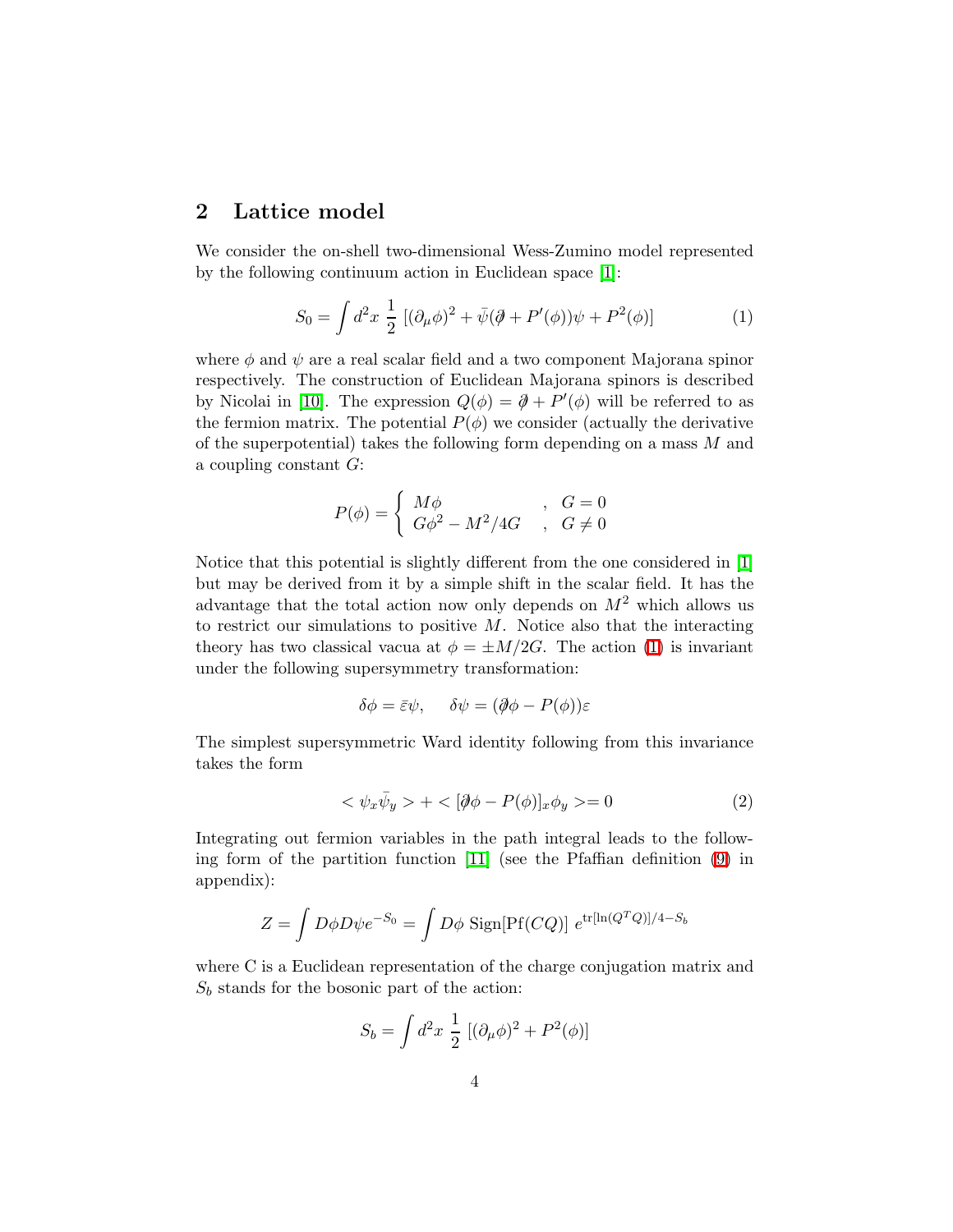## 2 Lattice model

We consider the on-shell two-dimensional Wess-Zumino model represented by the following continuum action in Euclidean space [1]:

$$S_0 = \int d^2x \; \frac{1}{2} \; [(\partial_\mu \phi)^2 + \bar{\psi}(\partial\!\!\!/ + P'(\phi))\psi + P^2(\phi)] \tag{1}$$

where $\phi$ and $\psi$ are a real scalar field and a two component Majorana spinor respectively. The construction of Euclidean Majorana spinors is described by Nicolai in [10]. The expression $Q(\phi) = \partial\!\!\!/ + P'(\phi)$ will be referred to as the fermion matrix. The potential $P(\phi)$ we consider (actually the derivative of the superpotential) takes the following form depending on a mass $M$ and a coupling constant $G$:

$$P(\phi) = \begin{cases} M\phi & , \quad G = 0 \\ G\phi^2 - M^2/4G & , \quad G \neq 0 \end{cases}$$

Notice that this potential is slightly different from the one considered in [1] but may be derived from it by a simple shift in the scalar field. It has the advantage that the total action now only depends on $M^2$ which allows us to restrict our simulations to positive $M$. Notice also that the interacting theory has two classical vacua at $\phi = \pm M/2G$. The action (1) is invariant under the following supersymmetry transformation:

$$\delta\phi = \bar{\varepsilon}\psi, \qquad \delta\psi = (\partial\!\!\!/\phi - P(\phi))\varepsilon$$

The simplest supersymmetric Ward identity following from this invariance takes the form

$$< \psi_x \bar{\psi}_y > + < [\partial\!\!\!/\phi - P(\phi)]_x \phi_y > = 0 \tag{2}$$

Integrating out fermion variables in the path integral leads to the following form of the partition function [11] (see the Pfaffian definition (9) in appendix):

$$Z = \int D\phi D\psi e^{-S_0} = \int D\phi \; \mathrm{Sign}[\mathrm{Pf}(CQ)] \; e^{\mathrm{tr}[\ln(Q^T Q)]/4 - S_b}$$

where C is a Euclidean representation of the charge conjugation matrix and $S_b$ stands for the bosonic part of the action:

$$S_b = \int d^2x \; \frac{1}{2} \; [(\partial_\mu \phi)^2 + P^2(\phi)]$$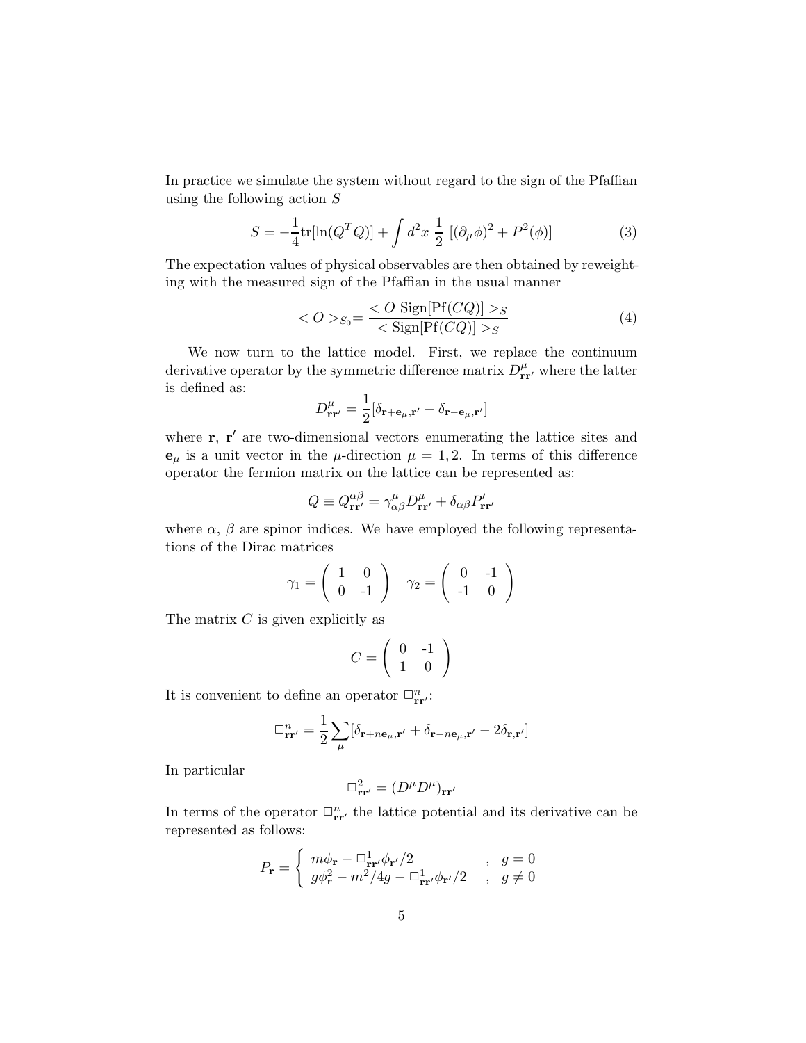In practice we simulate the system without regard to the sign of the Pfaffian using the following action $S$

$$S = -\frac{1}{4}\mathrm{tr}[\ln(Q^T Q)] + \int d^2x \; \frac{1}{2} \; [(\partial_\mu \phi)^2 + P^2(\phi)] \tag{3}$$

The expectation values of physical observables are then obtained by reweighting with the measured sign of the Pfaffian in the usual manner

$$< O >_{S_0} = \frac{< O \; \mathrm{Sign}[\mathrm{Pf}(CQ)] >_S}{< \mathrm{Sign}[\mathrm{Pf}(CQ)] >_S} \tag{4}$$

We now turn to the lattice model. First, we replace the continuum derivative operator by the symmetric difference matrix $D^\mu_{\mathbf{r}\mathbf{r}'}$ where the latter is defined as:

$$D^\mu_{\mathbf{r}\mathbf{r}'} = \frac{1}{2}[\delta_{\mathbf{r}+\mathbf{e}_\mu,\mathbf{r}'} - \delta_{\mathbf{r}-\mathbf{e}_\mu,\mathbf{r}'}]$$

where $\mathbf{r}$, $\mathbf{r}'$ are two-dimensional vectors enumerating the lattice sites and $\mathbf{e}_\mu$ is a unit vector in the $\mu$-direction $\mu = 1, 2$. In terms of this difference operator the fermion matrix on the lattice can be represented as:

$$Q \equiv Q^{\alpha\beta}_{\mathbf{r}\mathbf{r}'} = \gamma^\mu_{\alpha\beta} D^\mu_{\mathbf{r}\mathbf{r}'} + \delta_{\alpha\beta} P'_{\mathbf{r}\mathbf{r}'}$$

where $\alpha$, $\beta$ are spinor indices. We have employed the following representations of the Dirac matrices

$$\gamma_1 = \begin{pmatrix} 1 & 0 \\ 0 & -1 \end{pmatrix} \quad \gamma_2 = \begin{pmatrix} 0 & -1 \\ -1 & 0 \end{pmatrix}$$

The matrix $C$ is given explicitly as

$$C = \begin{pmatrix} 0 & -1 \\ 1 & 0 \end{pmatrix}$$

It is convenient to define an operator $\Box^n_{\mathbf{r}\mathbf{r}'}$:

$$\Box^n_{\mathbf{r}\mathbf{r}'} = \frac{1}{2}\sum_\mu [\delta_{\mathbf{r}+n\mathbf{e}_\mu,\mathbf{r}'} + \delta_{\mathbf{r}-n\mathbf{e}_\mu,\mathbf{r}'} - 2\delta_{\mathbf{r},\mathbf{r}'}]$$

In particular

$$\Box^2_{\mathbf{r}\mathbf{r}'} = (D^\mu D^\mu)_{\mathbf{r}\mathbf{r}'}$$

In terms of the operator $\Box^n_{\mathbf{r}\mathbf{r}'}$ the lattice potential and its derivative can be represented as follows:

$$P_{\mathbf{r}} = \begin{cases} m\phi_{\mathbf{r}} - \Box^1_{\mathbf{r}\mathbf{r}'}\phi_{\mathbf{r}'}/2 & , \quad g = 0 \\ g\phi^2_{\mathbf{r}} - m^2/4g - \Box^1_{\mathbf{r}\mathbf{r}'}\phi_{\mathbf{r}'}/2 & , \quad g \neq 0 \end{cases}$$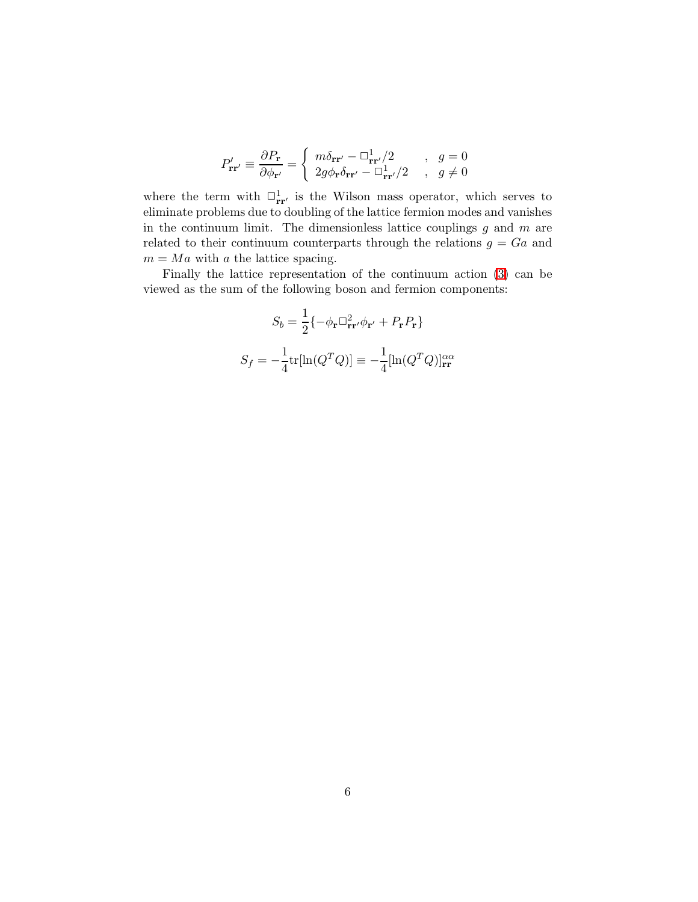$$P'_{\mathbf{r}\mathbf{r}'} \equiv \frac{\partial P_{\mathbf{r}}}{\partial \phi_{\mathbf{r}'}} = \begin{cases} m\delta_{\mathbf{r}\mathbf{r}'} - \Box^1_{\mathbf{r}\mathbf{r}'}/2 & , \quad g = 0 \\ 2g\phi_{\mathbf{r}}\delta_{\mathbf{r}\mathbf{r}'} - \Box^1_{\mathbf{r}\mathbf{r}'}/2 & , \quad g \neq 0 \end{cases}$$

where the term with $\Box^1_{\mathbf{r}\mathbf{r}'}$ is the Wilson mass operator, which serves to eliminate problems due to doubling of the lattice fermion modes and vanishes in the continuum limit. The dimensionless lattice couplings $g$ and $m$ are related to their continuum counterparts through the relations $g = Ga$ and $m = Ma$ with $a$ the lattice spacing.

Finally the lattice representation of the continuum action (3) can be viewed as the sum of the following boson and fermion components:

$$S_b = \frac{1}{2}\{-\phi_{\mathbf{r}}\Box^2_{\mathbf{r}\mathbf{r}'}\phi_{\mathbf{r}'} + P_{\mathbf{r}}P_{\mathbf{r}}\}$$

$$S_f = -\frac{1}{4}\text{tr}[\ln(Q^T Q)] \equiv -\frac{1}{4}[\ln(Q^T Q)]^{\alpha\alpha}_{\mathbf{r}\mathbf{r}}$$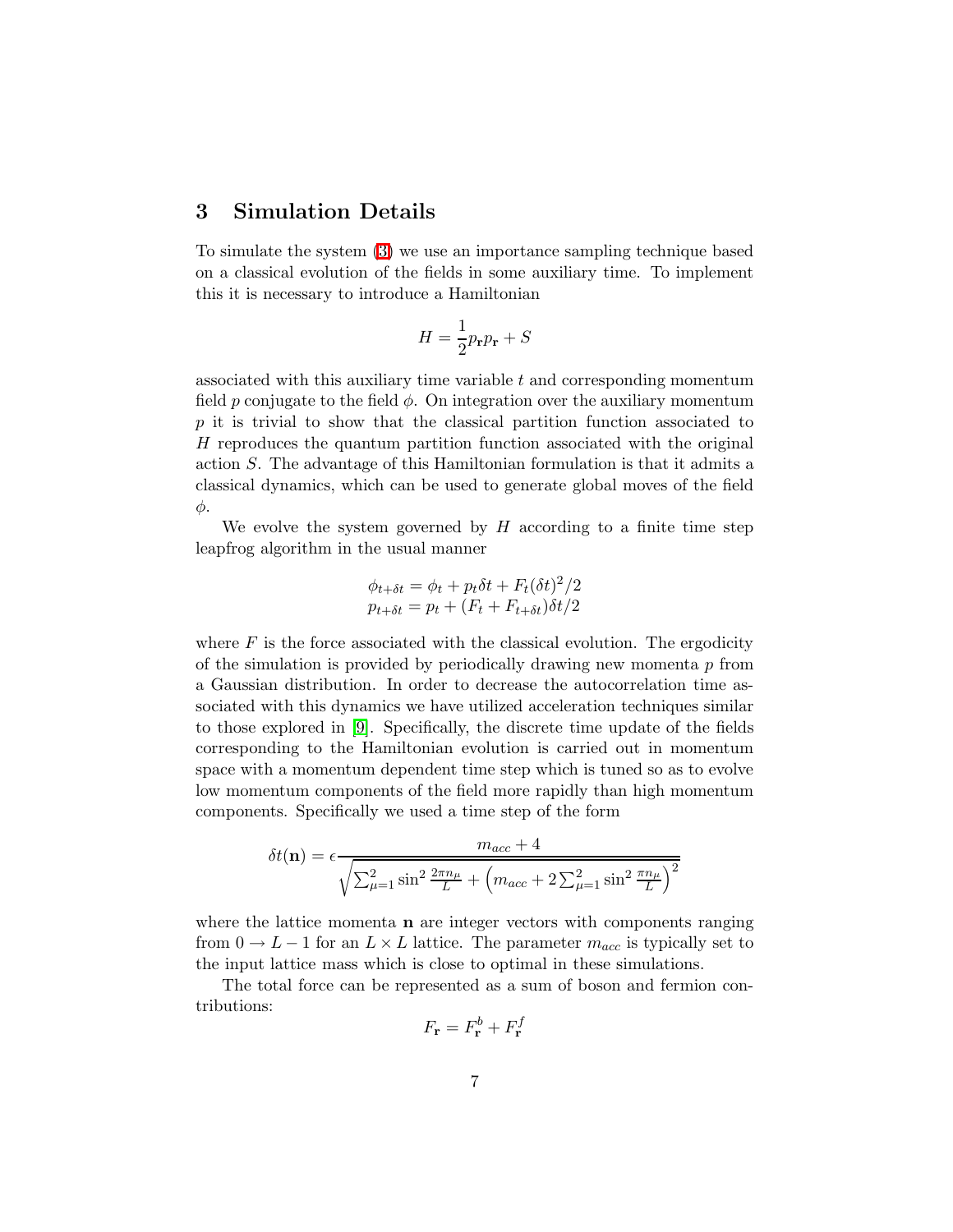## 3 Simulation Details

To simulate the system (3) we use an importance sampling technique based on a classical evolution of the fields in some auxiliary time. To implement this it is necessary to introduce a Hamiltonian

$$H = \frac{1}{2}p_{\mathbf{r}}p_{\mathbf{r}} + S$$

associated with this auxiliary time variable $t$ and corresponding momentum field $p$ conjugate to the field $\phi$. On integration over the auxiliary momentum $p$ it is trivial to show that the classical partition function associated to $H$ reproduces the quantum partition function associated with the original action $S$. The advantage of this Hamiltonian formulation is that it admits a classical dynamics, which can be used to generate global moves of the field $\phi$.

We evolve the system governed by $H$ according to a finite time step leapfrog algorithm in the usual manner

$$\begin{aligned} \phi_{t+\delta t} &= \phi_t + p_t \delta t + F_t (\delta t)^2/2 \\ p_{t+\delta t} &= p_t + (F_t + F_{t+\delta t})\delta t/2 \end{aligned}$$

where $F$ is the force associated with the classical evolution. The ergodicity of the simulation is provided by periodically drawing new momenta $p$ from a Gaussian distribution. In order to decrease the autocorrelation time associated with this dynamics we have utilized acceleration techniques similar to those explored in [9]. Specifically, the discrete time update of the fields corresponding to the Hamiltonian evolution is carried out in momentum space with a momentum dependent time step which is tuned so as to evolve low momentum components of the field more rapidly than high momentum components. Specifically we used a time step of the form

$$\delta t(\mathbf{n}) = \epsilon \frac{m_{acc} + 4}{\sqrt{\sum_{\mu=1}^{2} \sin^2 \frac{2\pi n_\mu}{L} + \left(m_{acc} + 2\sum_{\mu=1}^{2} \sin^2 \frac{\pi n_\mu}{L}\right)^2}}$$

where the lattice momenta $\mathbf{n}$ are integer vectors with components ranging from $0 \rightarrow L-1$ for an $L \times L$ lattice. The parameter $m_{acc}$ is typically set to the input lattice mass which is close to optimal in these simulations.

The total force can be represented as a sum of boson and fermion contributions:

$$F_{\mathbf{r}} = F^b_{\mathbf{r}} + F^f_{\mathbf{r}}$$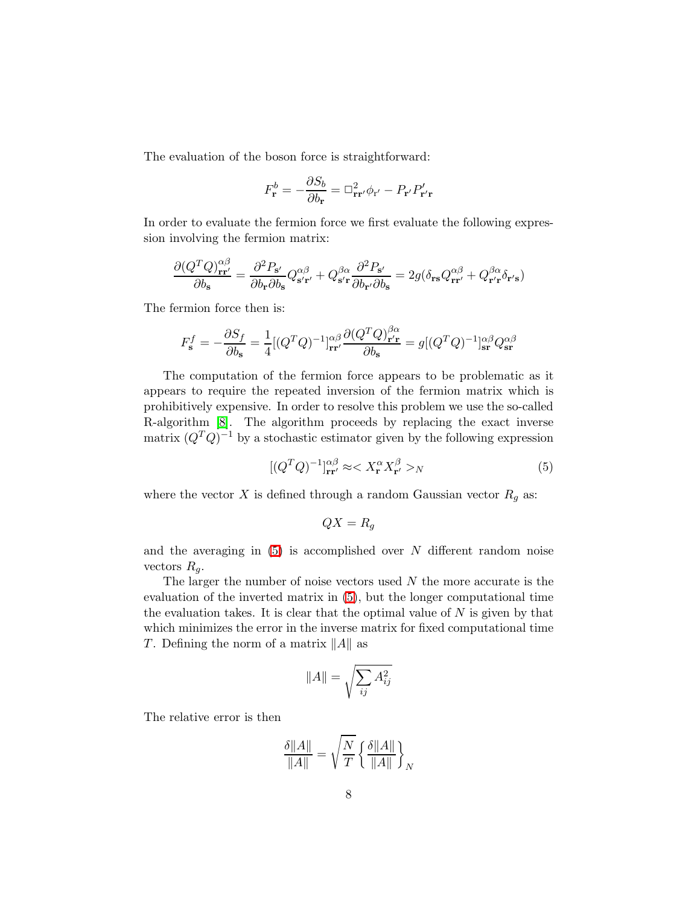The evaluation of the boson force is straightforward:

$$F^b_{\mathbf{r}} = -\frac{\partial S_b}{\partial b_{\mathbf{r}}} = \Box^2_{\mathbf{r}\mathbf{r}'}\phi_{\mathbf{r}'} - P_{\mathbf{r}'}P'_{\mathbf{r}'\mathbf{r}}$$

In order to evaluate the fermion force we first evaluate the following expression involving the fermion matrix:

$$\frac{\partial (Q^TQ)^{\alpha\beta}_{\mathbf{r}\mathbf{r}'}}{\partial b_{\mathbf{s}}} = \frac{\partial^2 P_{\mathbf{s}'}}{\partial b_{\mathbf{r}}\partial b_{\mathbf{s}}}Q^{\alpha\beta}_{\mathbf{s}'\mathbf{r}'} + Q^{\beta\alpha}_{\mathbf{s}'\mathbf{r}}\frac{\partial^2 P_{\mathbf{s}'}}{\partial b_{\mathbf{r}'}\partial b_{\mathbf{s}}} = 2g(\delta_{\mathbf{r}\mathbf{s}}Q^{\alpha\beta}_{\mathbf{r}\mathbf{r}'} + Q^{\beta\alpha}_{\mathbf{r}'\mathbf{r}}\delta_{\mathbf{r}'\mathbf{s}})$$

The fermion force then is:

$$F^f_{\mathbf{s}} = -\frac{\partial S_f}{\partial b_{\mathbf{s}}} = \frac{1}{4}[(Q^TQ)^{-1}]^{\alpha\beta}_{\mathbf{r}\mathbf{r}'}\frac{\partial (Q^TQ)^{\beta\alpha}_{\mathbf{r}'\mathbf{r}}}{\partial b_{\mathbf{s}}} = g[(Q^TQ)^{-1}]^{\alpha\beta}_{\mathbf{s}\mathbf{r}}Q^{\alpha\beta}_{\mathbf{s}\mathbf{r}}$$

The computation of the fermion force appears to be problematic as it appears to require the repeated inversion of the fermion matrix which is prohibitively expensive. In order to resolve this problem we use the so-called R-algorithm [8]. The algorithm proceeds by replacing the exact inverse matrix $(Q^TQ)^{-1}$ by a stochastic estimator given by the following expression

$$[(Q^TQ)^{-1}]^{\alpha\beta}_{\mathbf{r}\mathbf{r}'} \approx < X^{\alpha}_{\mathbf{r}}X^{\beta}_{\mathbf{r}'} >_N \qquad (5)$$

where the vector $X$ is defined through a random Gaussian vector $R_g$ as:

$$QX = R_g$$

and the averaging in (5) is accomplished over $N$ different random noise vectors $R_g$.

The larger the number of noise vectors used $N$ the more accurate is the evaluation of the inverted matrix in (5), but the longer computational time the evaluation takes. It is clear that the optimal value of $N$ is given by that which minimizes the error in the inverse matrix for fixed computational time $T$. Defining the norm of a matrix $\|A\|$ as

$$\|A\| = \sqrt{\sum_{ij} A^2_{ij}}$$

The relative error is then

$$\frac{\delta\|A\|}{\|A\|} = \sqrt{\frac{N}{T}}\left\{\frac{\delta\|A\|}{\|A\|}\right\}_N$$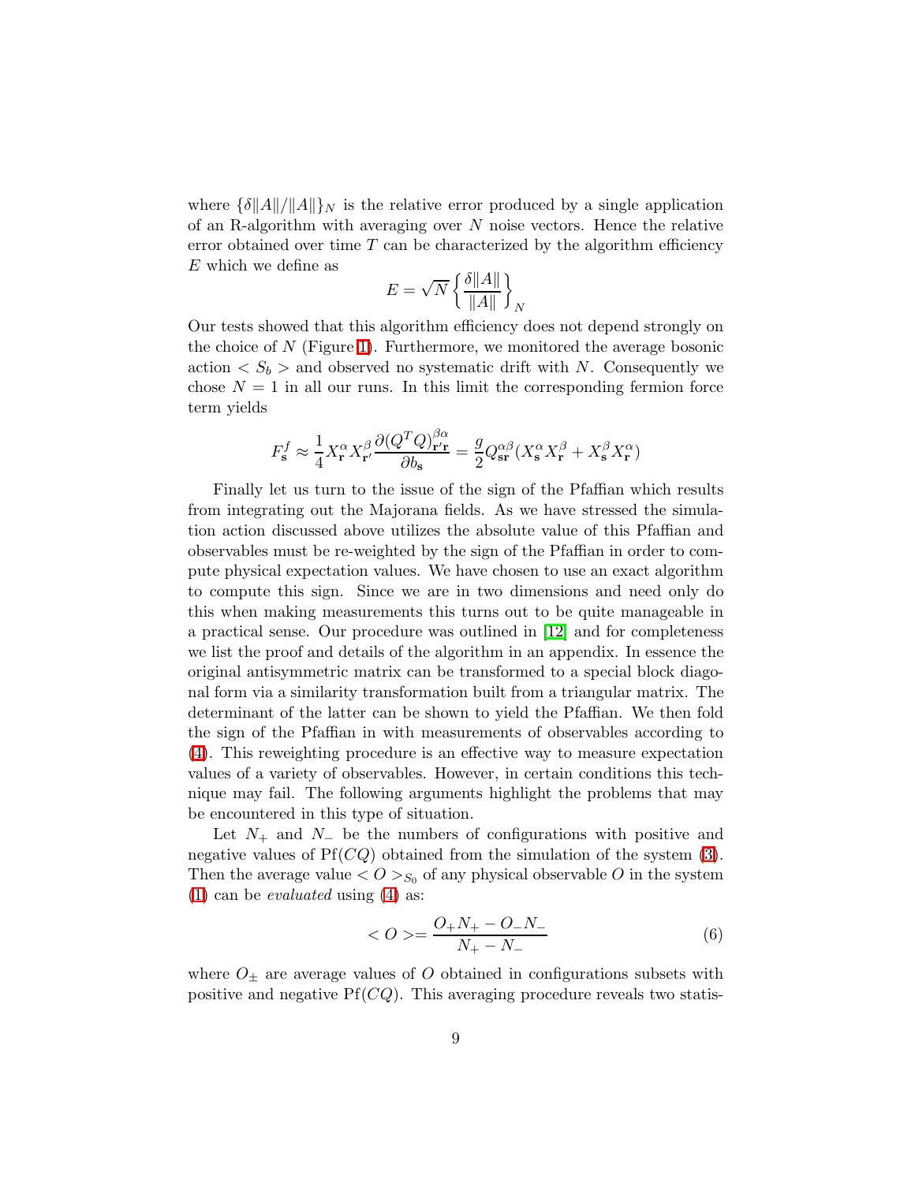where $\{\delta\|A\|/\|A\|\}_N$ is the relative error produced by a single application of an R-algorithm with averaging over $N$ noise vectors. Hence the relative error obtained over time $T$ can be characterized by the algorithm efficiency $E$ which we define as

$$E = \sqrt{N}\left\{\frac{\delta\|A\|}{\|A\|}\right\}_N$$

Our tests showed that this algorithm efficiency does not depend strongly on the choice of $N$ (Figure 1). Furthermore, we monitored the average bosonic action $< S_b >$ and observed no systematic drift with $N$. Consequently we chose $N = 1$ in all our runs. In this limit the corresponding fermion force term yields

$$F^f_{\mathbf{s}} \approx \frac{1}{4} X^\alpha_{\mathbf{r}} X^\beta_{\mathbf{r}'} \frac{\partial (Q^T Q)^{\beta\alpha}_{\mathbf{r}'\mathbf{r}}}{\partial b_{\mathbf{s}}} = \frac{g}{2} Q^{\alpha\beta}_{\mathbf{sr}} (X^\alpha_{\mathbf{s}} X^\beta_{\mathbf{r}} + X^\beta_{\mathbf{s}} X^\alpha_{\mathbf{r}})$$

Finally let us turn to the issue of the sign of the Pfaffian which results from integrating out the Majorana fields. As we have stressed the simulation action discussed above utilizes the absolute value of this Pfaffian and observables must be re-weighted by the sign of the Pfaffian in order to compute physical expectation values. We have chosen to use an exact algorithm to compute this sign. Since we are in two dimensions and need only do this when making measurements this turns out to be quite manageable in a practical sense. Our procedure was outlined in [12] and for completeness we list the proof and details of the algorithm in an appendix. In essence the original antisymmetric matrix can be transformed to a special block diagonal form via a similarity transformation built from a triangular matrix. The determinant of the latter can be shown to yield the Pfaffian. We then fold the sign of the Pfaffian in with measurements of observables according to (4). This reweighting procedure is an effective way to measure expectation values of a variety of observables. However, in certain conditions this technique may fail. The following arguments highlight the problems that may be encountered in this type of situation.

Let $N_+$ and $N_-$ be the numbers of configurations with positive and negative values of $\mathrm{Pf}(CQ)$ obtained from the simulation of the system (3). Then the average value $< O >_{S_0}$ of any physical observable $O$ in the system (1) can be *evaluated* using (4) as:

$$< O > = \frac{O_+ N_+ - O_- N_-}{N_+ - N_-} \tag{6}$$

where $O_\pm$ are average values of $O$ obtained in configurations subsets with positive and negative $\mathrm{Pf}(CQ)$. This averaging procedure reveals two statis-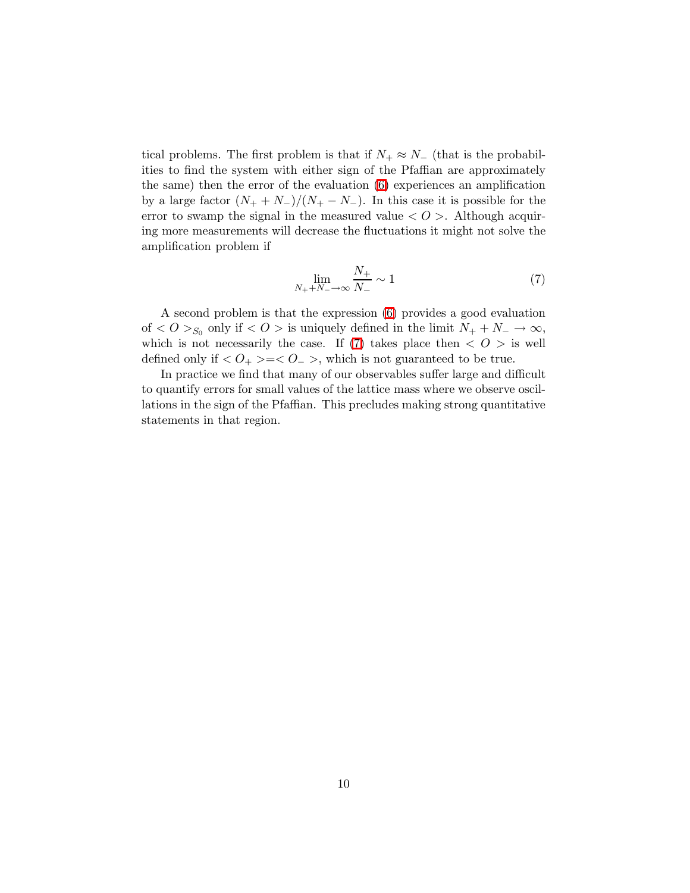tical problems. The first problem is that if $N_+ \approx N_-$ (that is the probabilities to find the system with either sign of the Pfaffian are approximately the same) then the error of the evaluation (6) experiences an amplification by a large factor $(N_+ + N_-)/(N_+ - N_-)$. In this case it is possible for the error to swamp the signal in the measured value $< O >$. Although acquiring more measurements will decrease the fluctuations it might not solve the amplification problem if

$$\lim_{N_+ + N_- \to \infty} \frac{N_+}{N_-} \sim 1 \tag{7}$$

A second problem is that the expression (6) provides a good evaluation of $< O >_{S_0}$ only if $< O >$ is uniquely defined in the limit $N_+ + N_- \to \infty$, which is not necessarily the case. If (7) takes place then $< O >$ is well defined only if $< O_+ > = < O_- >$, which is not guaranteed to be true.

In practice we find that many of our observables suffer large and difficult to quantify errors for small values of the lattice mass where we observe oscillations in the sign of the Pfaffian. This precludes making strong quantitative statements in that region.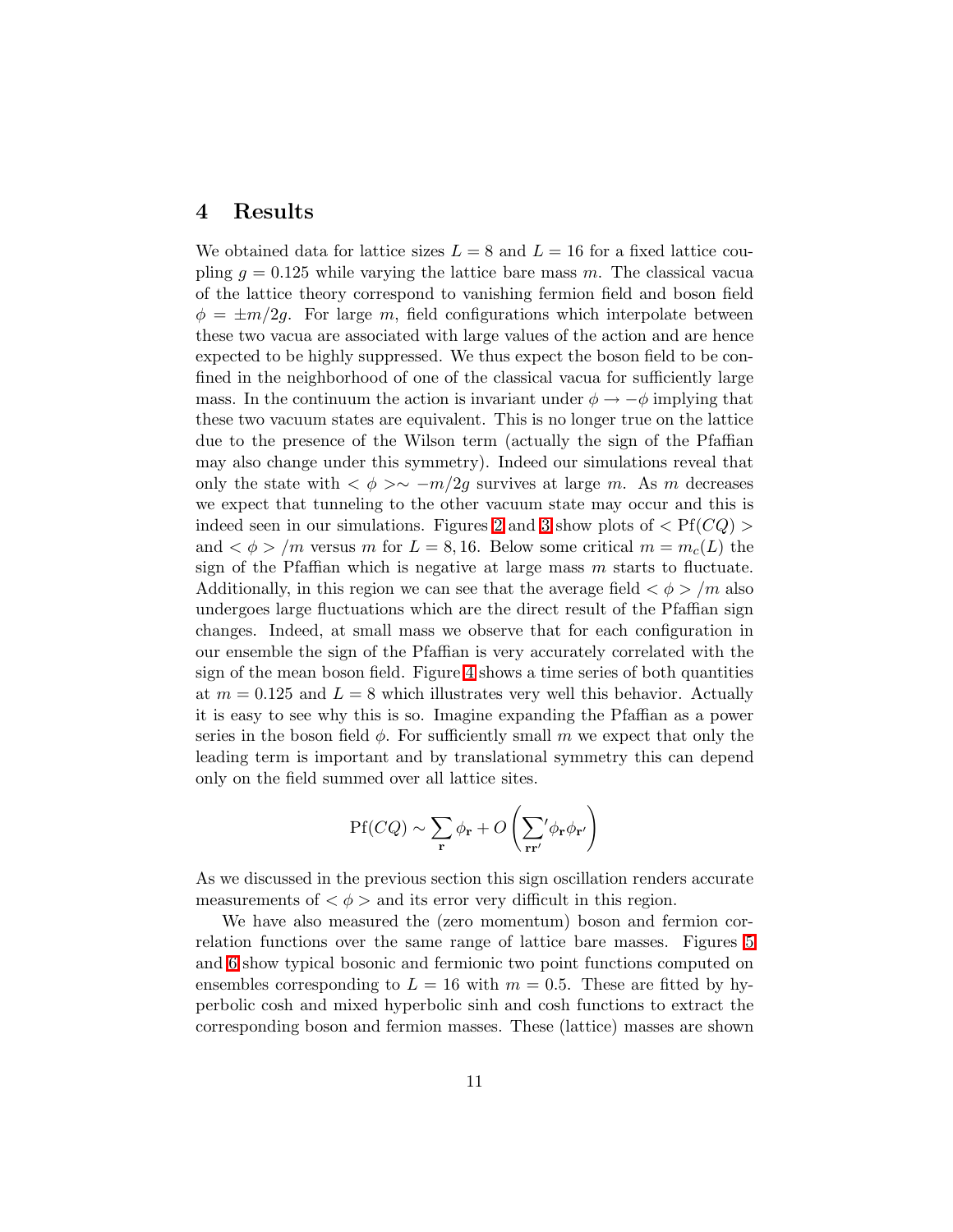## 4 Results

We obtained data for lattice sizes $L = 8$ and $L = 16$ for a fixed lattice coupling $g = 0.125$ while varying the lattice bare mass $m$. The classical vacua of the lattice theory correspond to vanishing fermion field and boson field $\phi = \pm m/2g$. For large $m$, field configurations which interpolate between these two vacua are associated with large values of the action and are hence expected to be highly suppressed. We thus expect the boson field to be confined in the neighborhood of one of the classical vacua for sufficiently large mass. In the continuum the action is invariant under $\phi \to -\phi$ implying that these two vacuum states are equivalent. This is no longer true on the lattice due to the presence of the Wilson term (actually the sign of the Pfaffian may also change under this symmetry). Indeed our simulations reveal that only the state with $< \phi > \sim -m/2g$ survives at large $m$. As $m$ decreases we expect that tunneling to the other vacuum state may occur and this is indeed seen in our simulations. Figures 2 and 3 show plots of $< \mathrm{Pf}(CQ) >$ and $< \phi > /m$ versus $m$ for $L = 8, 16$. Below some critical $m = m_c(L)$ the sign of the Pfaffian which is negative at large mass $m$ starts to fluctuate. Additionally, in this region we can see that the average field $< \phi > /m$ also undergoes large fluctuations which are the direct result of the Pfaffian sign changes. Indeed, at small mass we observe that for each configuration in our ensemble the sign of the Pfaffian is very accurately correlated with the sign of the mean boson field. Figure 4 shows a time series of both quantities at $m = 0.125$ and $L = 8$ which illustrates very well this behavior. Actually it is easy to see why this is so. Imagine expanding the Pfaffian as a power series in the boson field $\phi$. For sufficiently small $m$ we expect that only the leading term is important and by translational symmetry this can depend only on the field summed over all lattice sites.

$$\mathrm{Pf}(CQ) \sim \sum_{\mathbf{r}} \phi_{\mathbf{r}} + O\left( {\sum_{\mathbf{r}\mathbf{r}'}}' \phi_{\mathbf{r}} \phi_{\mathbf{r}'} \right)$$

As we discussed in the previous section this sign oscillation renders accurate measurements of $< \phi >$ and its error very difficult in this region.

We have also measured the (zero momentum) boson and fermion correlation functions over the same range of lattice bare masses. Figures 5 and 6 show typical bosonic and fermionic two point functions computed on ensembles corresponding to $L = 16$ with $m = 0.5$. These are fitted by hyperbolic cosh and mixed hyperbolic sinh and cosh functions to extract the corresponding boson and fermion masses. These (lattice) masses are shown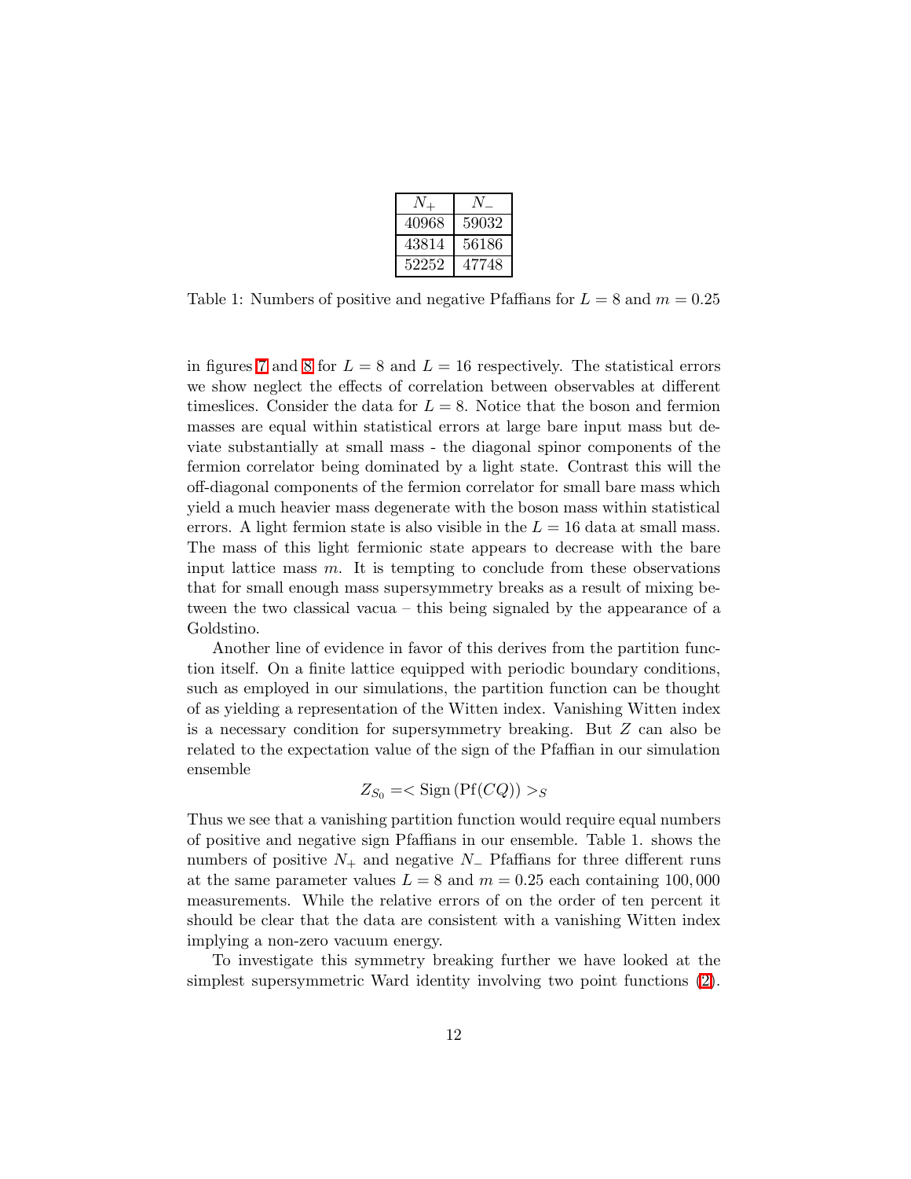| $N_+$ | $N_-$ |
|---|---|
| 40968 | 59032 |
| 43814 | 56186 |
| 52252 | 47748 |

Table 1: Numbers of positive and negative Pfaffians for $L = 8$ and $m = 0.25$

in figures 7 and 8 for $L = 8$ and $L = 16$ respectively. The statistical errors we show neglect the effects of correlation between observables at different timeslices. Consider the data for $L = 8$. Notice that the boson and fermion masses are equal within statistical errors at large bare input mass but deviate substantially at small mass - the diagonal spinor components of the fermion correlator being dominated by a light state. Contrast this will the off-diagonal components of the fermion correlator for small bare mass which yield a much heavier mass degenerate with the boson mass within statistical errors. A light fermion state is also visible in the $L = 16$ data at small mass. The mass of this light fermionic state appears to decrease with the bare input lattice mass $m$. It is tempting to conclude from these observations that for small enough mass supersymmetry breaks as a result of mixing between the two classical vacua – this being signaled by the appearance of a Goldstino.

Another line of evidence in favor of this derives from the partition function itself. On a finite lattice equipped with periodic boundary conditions, such as employed in our simulations, the partition function can be thought of as yielding a representation of the Witten index. Vanishing Witten index is a necessary condition for supersymmetry breaking. But $Z$ can also be related to the expectation value of the sign of the Pfaffian in our simulation ensemble

$$Z_{S_0} = < \mathrm{Sign}\left(\mathrm{Pf}(CQ)\right) >_S$$

Thus we see that a vanishing partition function would require equal numbers of positive and negative sign Pfaffians in our ensemble. Table 1. shows the numbers of positive $N_+$ and negative $N_-$ Pfaffians for three different runs at the same parameter values $L = 8$ and $m = 0.25$ each containing $100,000$ measurements. While the relative errors of on the order of ten percent it should be clear that the data are consistent with a vanishing Witten index implying a non-zero vacuum energy.

To investigate this symmetry breaking further we have looked at the simplest supersymmetric Ward identity involving two point functions (2).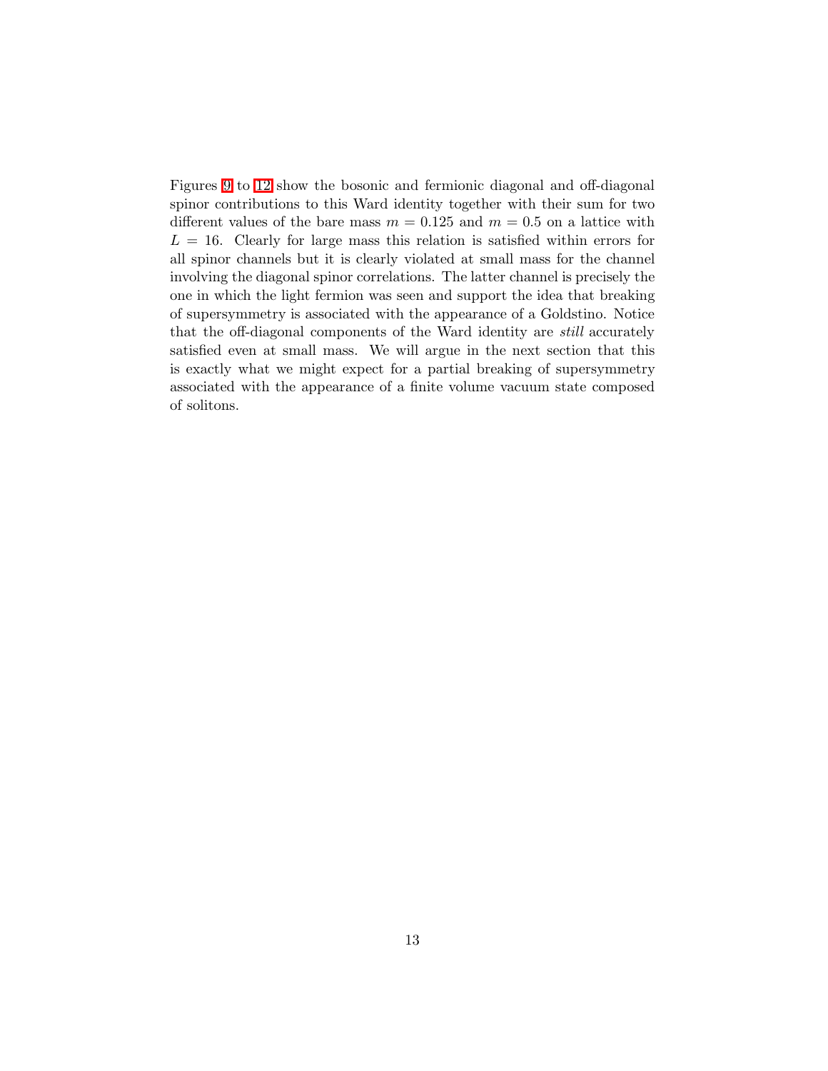Figures 9 to 12 show the bosonic and fermionic diagonal and off-diagonal spinor contributions to this Ward identity together with their sum for two different values of the bare mass $m = 0.125$ and $m = 0.5$ on a lattice with $L = 16$. Clearly for large mass this relation is satisfied within errors for all spinor channels but it is clearly violated at small mass for the channel involving the diagonal spinor correlations. The latter channel is precisely the one in which the light fermion was seen and support the idea that breaking of supersymmetry is associated with the appearance of a Goldstino. Notice that the off-diagonal components of the Ward identity are *still* accurately satisfied even at small mass. We will argue in the next section that this is exactly what we might expect for a partial breaking of supersymmetry associated with the appearance of a finite volume vacuum state composed of solitons.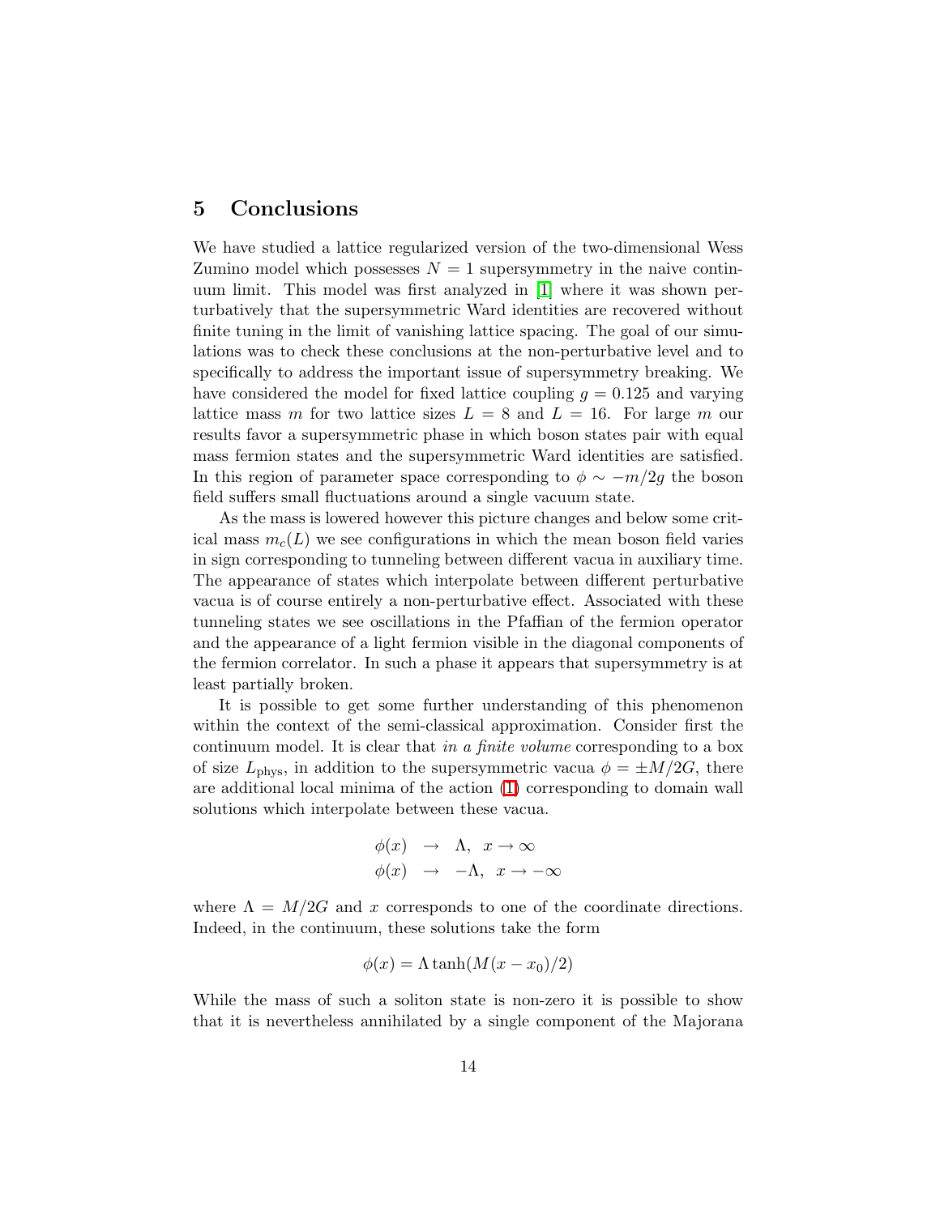## 5 Conclusions

We have studied a lattice regularized version of the two-dimensional Wess Zumino model which possesses $N=1$ supersymmetry in the naive continuum limit. This model was first analyzed in [1] where it was shown perturbatively that the supersymmetric Ward identities are recovered without finite tuning in the limit of vanishing lattice spacing. The goal of our simulations was to check these conclusions at the non-perturbative level and to specifically to address the important issue of supersymmetry breaking. We have considered the model for fixed lattice coupling $g=0.125$ and varying lattice mass $m$ for two lattice sizes $L=8$ and $L=16$. For large $m$ our results favor a supersymmetric phase in which boson states pair with equal mass fermion states and the supersymmetric Ward identities are satisfied. In this region of parameter space corresponding to $\phi \sim -m/2g$ the boson field suffers small fluctuations around a single vacuum state.

As the mass is lowered however this picture changes and below some critical mass $m_c(L)$ we see configurations in which the mean boson field varies in sign corresponding to tunneling between different vacua in auxiliary time. The appearance of states which interpolate between different perturbative vacua is of course entirely a non-perturbative effect. Associated with these tunneling states we see oscillations in the Pfaffian of the fermion operator and the appearance of a light fermion visible in the diagonal components of the fermion correlator. In such a phase it appears that supersymmetry is at least partially broken.

It is possible to get some further understanding of this phenomenon within the context of the semi-classical approximation. Consider first the continuum model. It is clear that *in a finite volume* corresponding to a box of size $L_{\rm phys}$, in addition to the supersymmetric vacua $\phi = \pm M/2G$, there are additional local minima of the action (1) corresponding to domain wall solutions which interpolate between these vacua.

$$
\begin{aligned}
\phi(x) &\rightarrow \Lambda, \quad x \rightarrow \infty \\
\phi(x) &\rightarrow -\Lambda, \quad x \rightarrow -\infty
\end{aligned}
$$

where $\Lambda = M/2G$ and $x$ corresponds to one of the coordinate directions. Indeed, in the continuum, these solutions take the form

$$
\phi(x) = \Lambda \tanh(M(x-x_0)/2)
$$

While the mass of such a soliton state is non-zero it is possible to show that it is nevertheless annihilated by a single component of the Majorana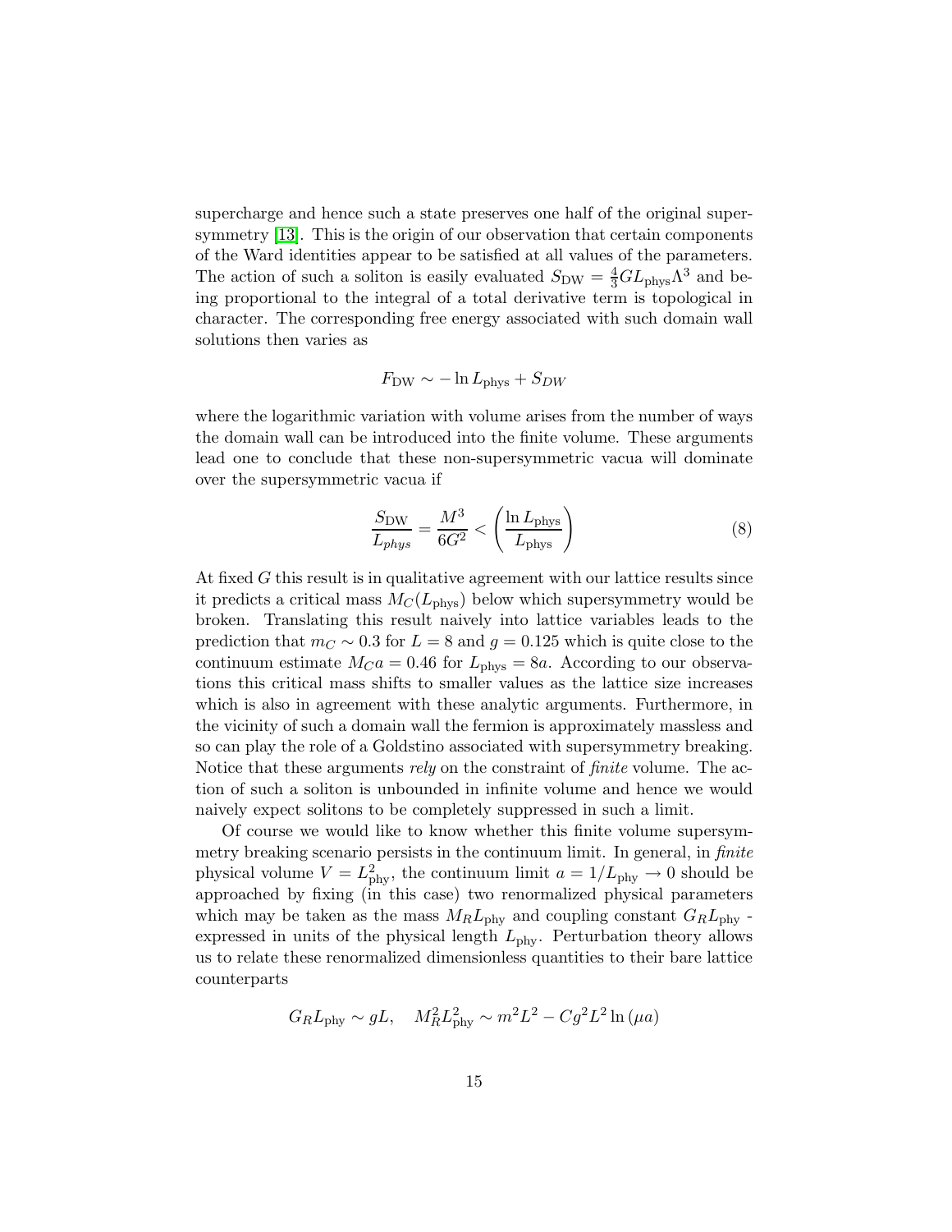supercharge and hence such a state preserves one half of the original supersymmetry [13]. This is the origin of our observation that certain components of the Ward identities appear to be satisfied at all values of the parameters. The action of such a soliton is easily evaluated $S_{\rm DW} = \frac{4}{3} G L_{\rm phys} \Lambda^3$ and being proportional to the integral of a total derivative term is topological in character. The corresponding free energy associated with such domain wall solutions then varies as

$$F_{\rm DW} \sim -\ln L_{\rm phys} + S_{DW}$$

where the logarithmic variation with volume arises from the number of ways the domain wall can be introduced into the finite volume. These arguments lead one to conclude that these non-supersymmetric vacua will dominate over the supersymmetric vacua if

$$\frac{S_{\rm DW}}{L_{phys}} = \frac{M^3}{6G^2} < \left( \frac{\ln L_{\rm phys}}{L_{\rm phys}} \right) \tag{8}$$

At fixed $G$ this result is in qualitative agreement with our lattice results since it predicts a critical mass $M_C(L_{\rm phys})$ below which supersymmetry would be broken. Translating this result naively into lattice variables leads to the prediction that $m_C \sim 0.3$ for $L = 8$ and $g = 0.125$ which is quite close to the continuum estimate $M_C a = 0.46$ for $L_{\rm phys} = 8a$. According to our observations this critical mass shifts to smaller values as the lattice size increases which is also in agreement with these analytic arguments. Furthermore, in the vicinity of such a domain wall the fermion is approximately massless and so can play the role of a Goldstino associated with supersymmetry breaking. Notice that these arguments *rely* on the constraint of *finite* volume. The action of such a soliton is unbounded in infinite volume and hence we would naively expect solitons to be completely suppressed in such a limit.

Of course we would like to know whether this finite volume supersymmetry breaking scenario persists in the continuum limit. In general, in *finite* physical volume $V = L_{\rm phy}^2$, the continuum limit $a = 1/L_{\rm phy} \to 0$ should be approached by fixing (in this case) two renormalized physical parameters which may be taken as the mass $M_R L_{\rm phy}$ and coupling constant $G_R L_{\rm phy}$ - expressed in units of the physical length $L_{\rm phy}$. Perturbation theory allows us to relate these renormalized dimensionless quantities to their bare lattice counterparts

$$G_R L_{\rm phy} \sim gL, \quad M_R^2 L_{\rm phy}^2 \sim m^2 L^2 - C g^2 L^2 \ln{(\mu a)}$$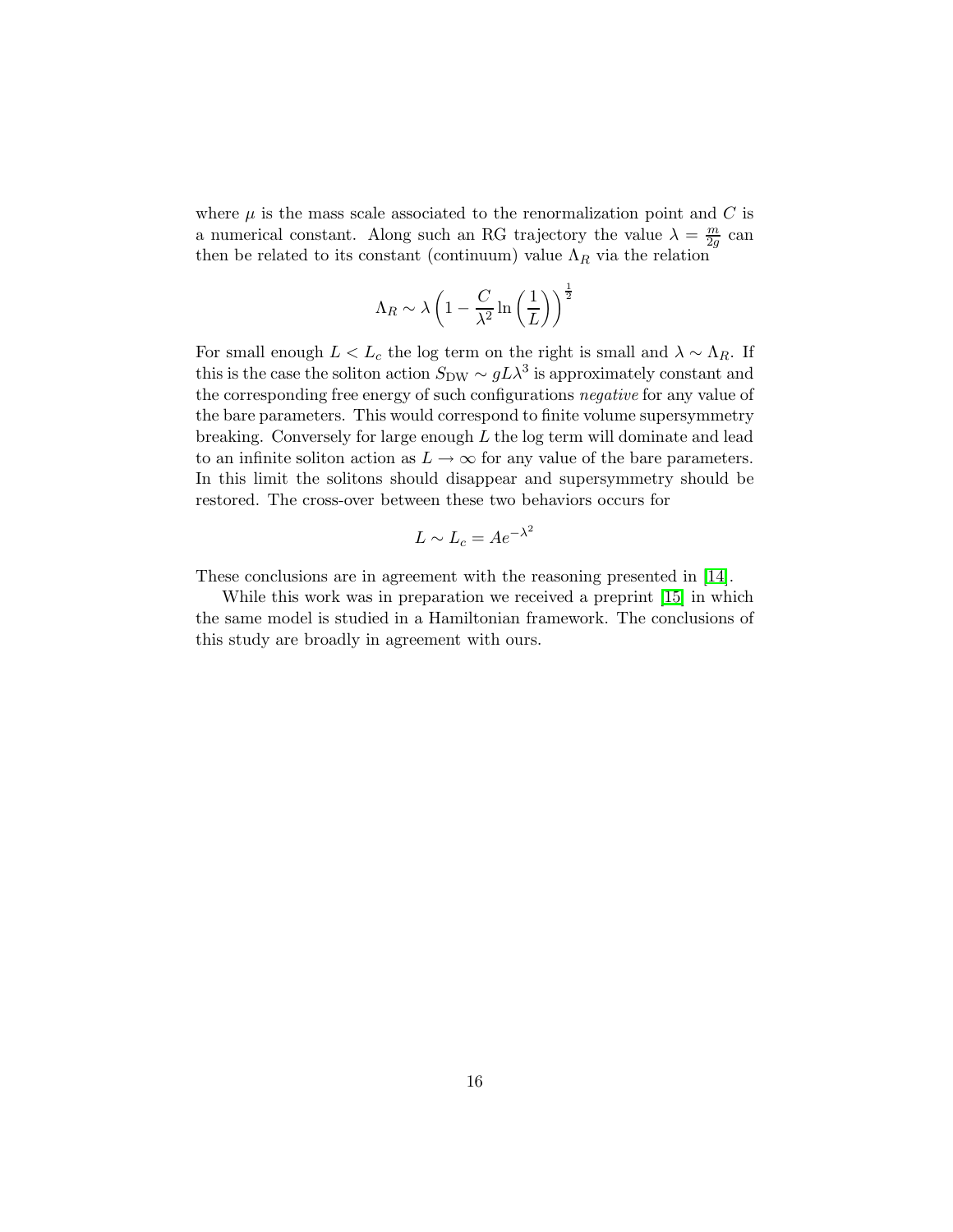where $\mu$ is the mass scale associated to the renormalization point and $C$ is a numerical constant. Along such an RG trajectory the value $\lambda = \frac{m}{2g}$ can then be related to its constant (continuum) value $\Lambda_R$ via the relation

$$\Lambda_R \sim \lambda \left(1 - \frac{C}{\lambda^2} \ln\left(\frac{1}{L}\right)\right)^{\frac{1}{2}}$$

For small enough $L < L_c$ the log term on the right is small and $\lambda \sim \Lambda_R$. If this is the case the soliton action $S_{\rm DW} \sim gL\lambda^3$ is approximately constant and the corresponding free energy of such configurations *negative* for any value of the bare parameters. This would correspond to finite volume supersymmetry breaking. Conversely for large enough $L$ the log term will dominate and lead to an infinite soliton action as $L \to \infty$ for any value of the bare parameters. In this limit the solitons should disappear and supersymmetry should be restored. The cross-over between these two behaviors occurs for

$$L \sim L_c = Ae^{-\lambda^2}$$

These conclusions are in agreement with the reasoning presented in [14].

While this work was in preparation we received a preprint [15] in which the same model is studied in a Hamiltonian framework. The conclusions of this study are broadly in agreement with ours.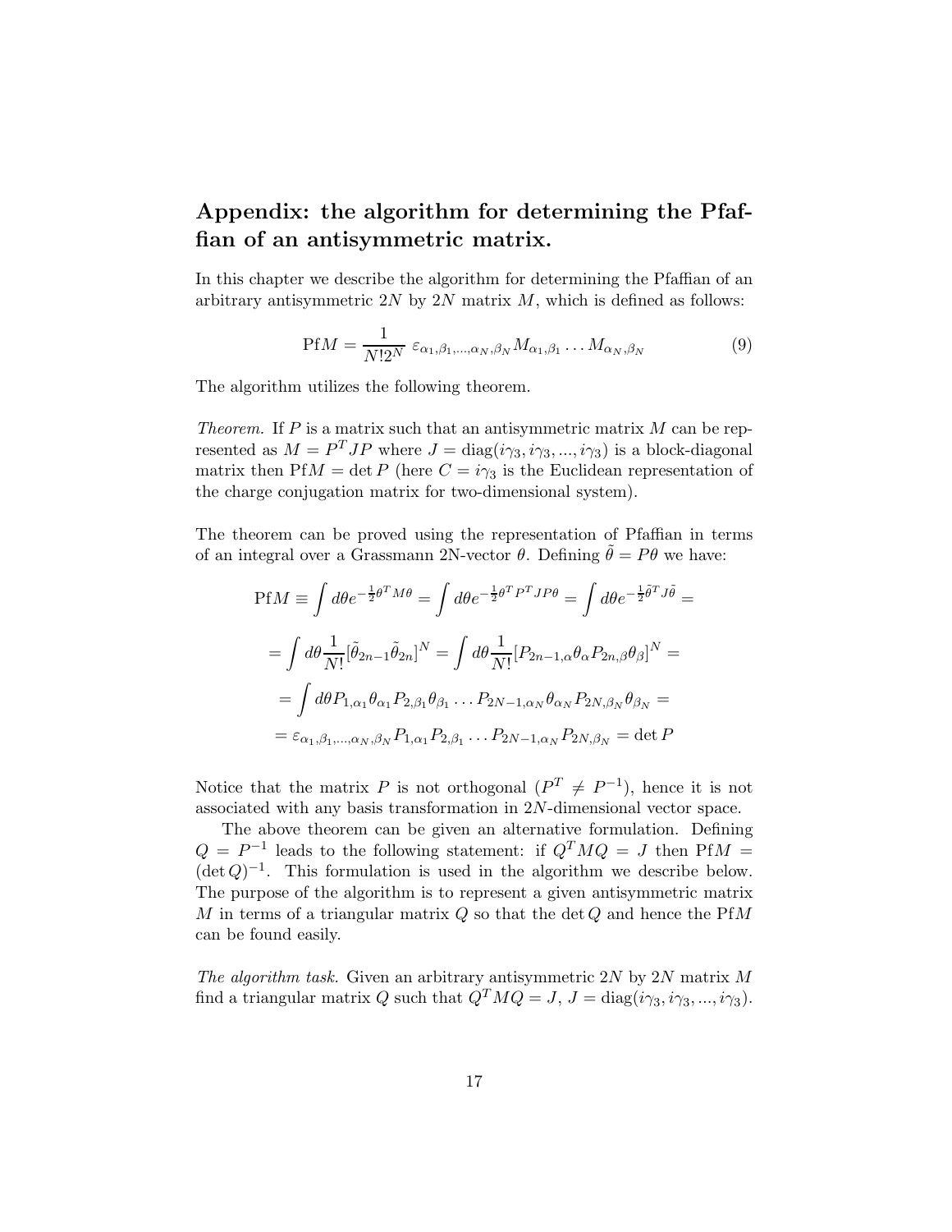## Appendix: the algorithm for determining the Pfaffian of an antisymmetric matrix.

In this chapter we describe the algorithm for determining the Pfaffian of an arbitrary antisymmetric $2N$ by $2N$ matrix $M$, which is defined as follows:

$$\text{Pf}M = \frac{1}{N!2^N}\ \varepsilon_{\alpha_1,\beta_1,\ldots,\alpha_N,\beta_N} M_{\alpha_1,\beta_1}\ldots M_{\alpha_N,\beta_N} \tag{9}$$

The algorithm utilizes the following theorem.

*Theorem.* If $P$ is a matrix such that an antisymmetric matrix $M$ can be represented as $M = P^T J P$ where $J = \text{diag}(i\gamma_3, i\gamma_3, ..., i\gamma_3)$ is a block-diagonal matrix then $\text{Pf}M = \det P$ (here $C = i\gamma_3$ is the Euclidean representation of the charge conjugation matrix for two-dimensional system).

The theorem can be proved using the representation of Pfaffian in terms of an integral over a Grassmann 2N-vector $\theta$. Defining $\tilde{\theta} = P\theta$ we have:

$$\text{Pf}M \equiv \int d\theta e^{-\frac{1}{2}\theta^T M\theta} = \int d\theta e^{-\frac{1}{2}\theta^T P^T JP\theta} = \int d\theta e^{-\frac{1}{2}\tilde{\theta}^T J\tilde{\theta}} =$$

$$= \int d\theta \frac{1}{N!}[\tilde{\theta}_{2n-1}\tilde{\theta}_{2n}]^N = \int d\theta \frac{1}{N!}[P_{2n-1,\alpha}\theta_\alpha P_{2n,\beta}\theta_\beta]^N =$$

$$= \int d\theta P_{1,\alpha_1}\theta_{\alpha_1} P_{2,\beta_1}\theta_{\beta_1}\ldots P_{2N-1,\alpha_N}\theta_{\alpha_N} P_{2N,\beta_N}\theta_{\beta_N} =$$

$$= \varepsilon_{\alpha_1,\beta_1,\ldots,\alpha_N,\beta_N} P_{1,\alpha_1} P_{2,\beta_1}\ldots P_{2N-1,\alpha_N} P_{2N,\beta_N} = \det P$$

Notice that the matrix $P$ is not orthogonal ($P^T \neq P^{-1}$), hence it is not associated with any basis transformation in $2N$-dimensional vector space.

The above theorem can be given an alternative formulation. Defining $Q = P^{-1}$ leads to the following statement: if $Q^T M Q = J$ then $\text{Pf}M = (\det Q)^{-1}$. This formulation is used in the algorithm we describe below. The purpose of the algorithm is to represent a given antisymmetric matrix $M$ in terms of a triangular matrix $Q$ so that the $\det Q$ and hence the $\text{Pf}M$ can be found easily.

*The algorithm task.* Given an arbitrary antisymmetric $2N$ by $2N$ matrix $M$ find a triangular matrix $Q$ such that $Q^T M Q = J$, $J = \text{diag}(i\gamma_3, i\gamma_3, ..., i\gamma_3)$.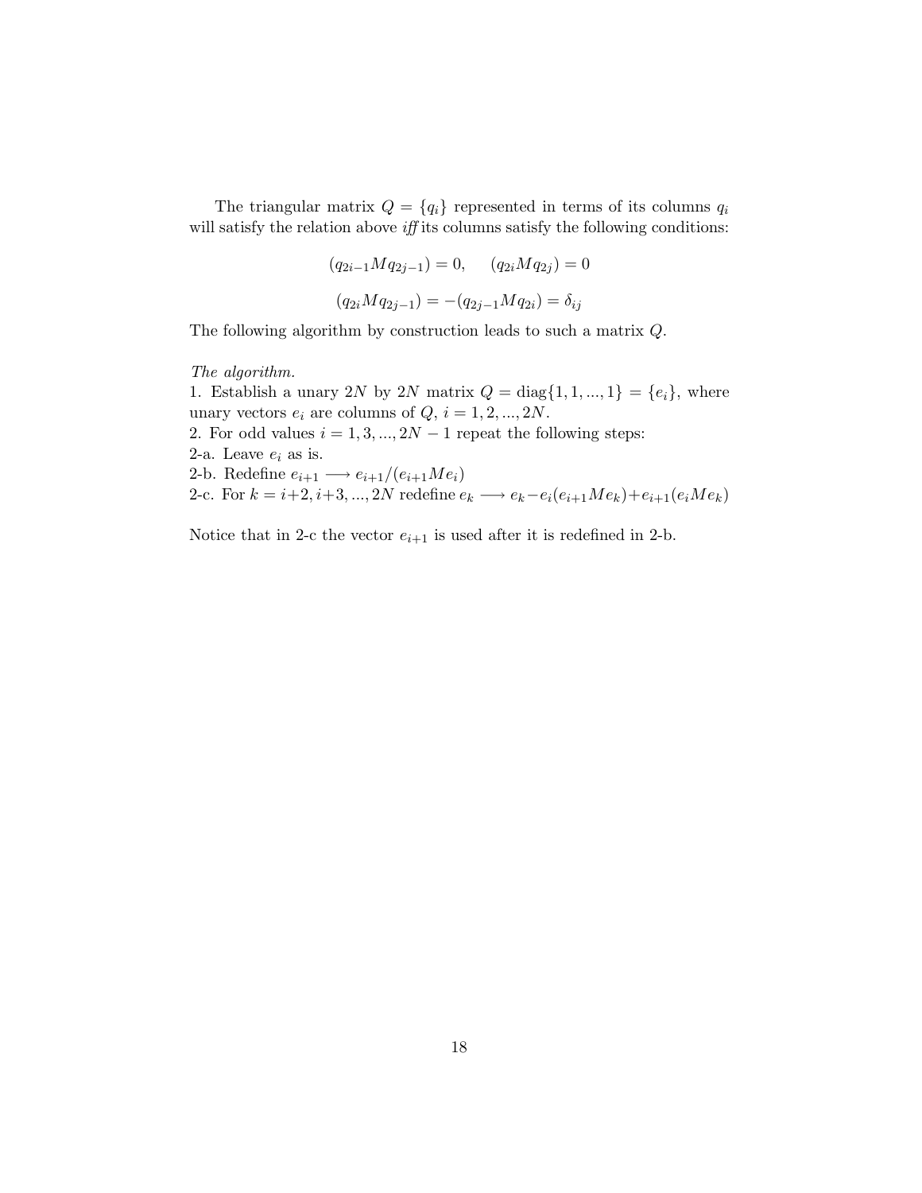The triangular matrix $Q = \{q_i\}$ represented in terms of its columns $q_i$ will satisfy the relation above *iff* its columns satisfy the following conditions:

$$(q_{2i-1} M q_{2j-1}) = 0, \qquad (q_{2i} M q_{2j}) = 0$$

$$(q_{2i} M q_{2j-1}) = -(q_{2j-1} M q_{2i}) = \delta_{ij}$$

The following algorithm by construction leads to such a matrix $Q$.

*The algorithm.*
1. Establish a unary $2N$ by $2N$ matrix $Q = \mathrm{diag}\{1, 1, ..., 1\} = \{e_i\}$, where unary vectors $e_i$ are columns of $Q$, $i = 1, 2, ..., 2N$.
2. For odd values $i = 1, 3, ..., 2N - 1$ repeat the following steps:
2-a. Leave $e_i$ as is.
2-b. Redefine $e_{i+1} \longrightarrow e_{i+1}/(e_{i+1} M e_i)$
2-c. For $k = i+2, i+3, ..., 2N$ redefine $e_k \longrightarrow e_k - e_i(e_{i+1} M e_k) + e_{i+1}(e_i M e_k)$

Notice that in 2-c the vector $e_{i+1}$ is used after it is redefined in 2-b.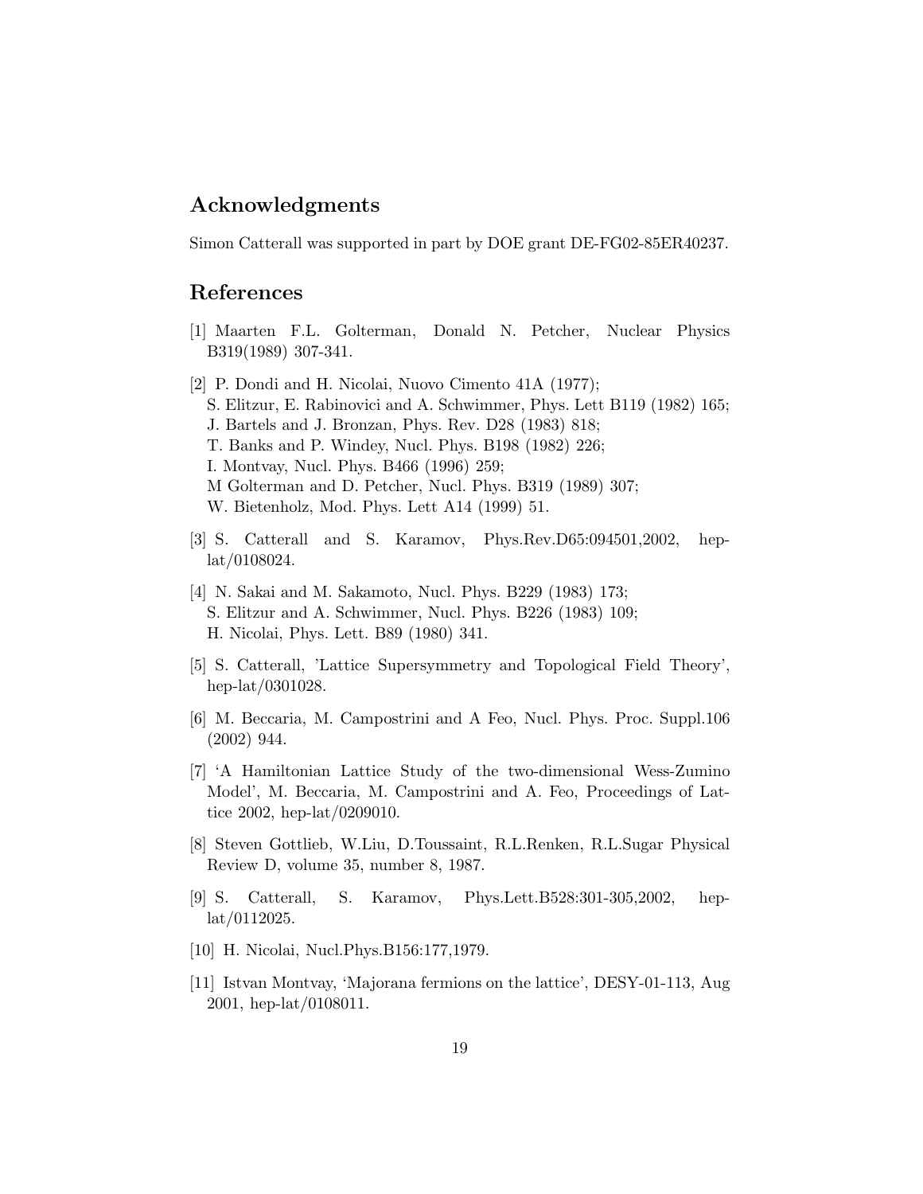## Acknowledgments

Simon Catterall was supported in part by DOE grant DE-FG02-85ER40237.

## References

[1] Maarten F.L. Golterman, Donald N. Petcher, Nuclear Physics B319(1989) 307-341.

[2] P. Dondi and H. Nicolai, Nuovo Cimento 41A (1977);
S. Elitzur, E. Rabinovici and A. Schwimmer, Phys. Lett B119 (1982) 165;
J. Bartels and J. Bronzan, Phys. Rev. D28 (1983) 818;
T. Banks and P. Windey, Nucl. Phys. B198 (1982) 226;
I. Montvay, Nucl. Phys. B466 (1996) 259;
M Golterman and D. Petcher, Nucl. Phys. B319 (1989) 307;
W. Bietenholz, Mod. Phys. Lett A14 (1999) 51.

[3] S. Catterall and S. Karamov, Phys.Rev.D65:094501,2002, hep-lat/0108024.

[4] N. Sakai and M. Sakamoto, Nucl. Phys. B229 (1983) 173;
S. Elitzur and A. Schwimmer, Nucl. Phys. B226 (1983) 109;
H. Nicolai, Phys. Lett. B89 (1980) 341.

[5] S. Catterall, 'Lattice Supersymmetry and Topological Field Theory', hep-lat/0301028.

[6] M. Beccaria, M. Campostrini and A Feo, Nucl. Phys. Proc. Suppl.106 (2002) 944.

[7] 'A Hamiltonian Lattice Study of the two-dimensional Wess-Zumino Model', M. Beccaria, M. Campostrini and A. Feo, Proceedings of Lattice 2002, hep-lat/0209010.

[8] Steven Gottlieb, W.Liu, D.Toussaint, R.L.Renken, R.L.Sugar Physical Review D, volume 35, number 8, 1987.

[9] S. Catterall, S. Karamov, Phys.Lett.B528:301-305,2002, hep-lat/0112025.

[10] H. Nicolai, Nucl.Phys.B156:177,1979.

[11] Istvan Montvay, 'Majorana fermions on the lattice', DESY-01-113, Aug 2001, hep-lat/0108011.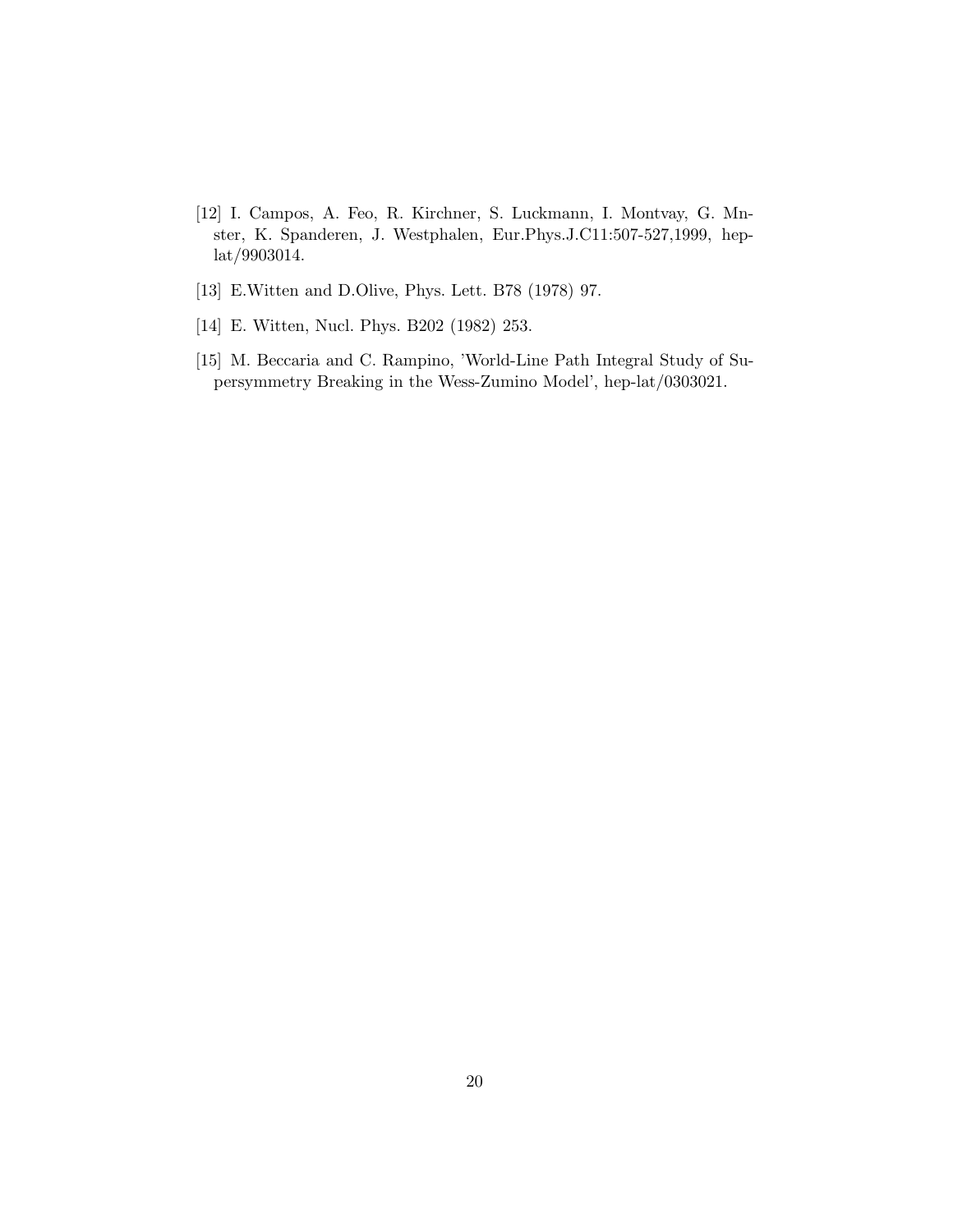[12] I. Campos, A. Feo, R. Kirchner, S. Luckmann, I. Montvay, G. Mnster, K. Spanderen, J. Westphalen, Eur.Phys.J.C11:507-527,1999, hep-lat/9903014.

[13] E.Witten and D.Olive, Phys. Lett. B78 (1978) 97.

[14] E. Witten, Nucl. Phys. B202 (1982) 253.

[15] M. Beccaria and C. Rampino, 'World-Line Path Integral Study of Supersymmetry Breaking in the Wess-Zumino Model', hep-lat/0303021.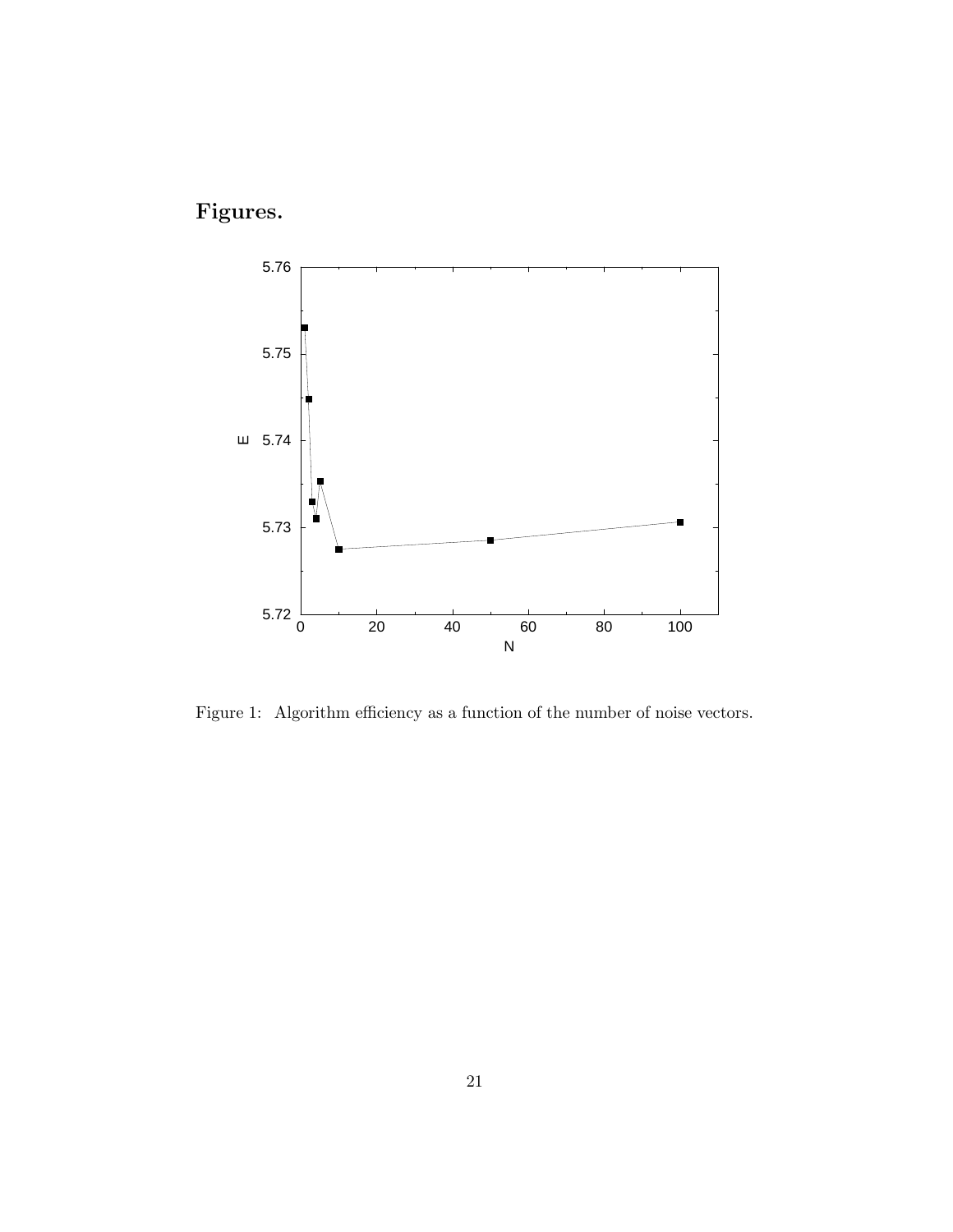# Figures.

Figure 1: Algorithm efficiency as a function of the number of noise vectors.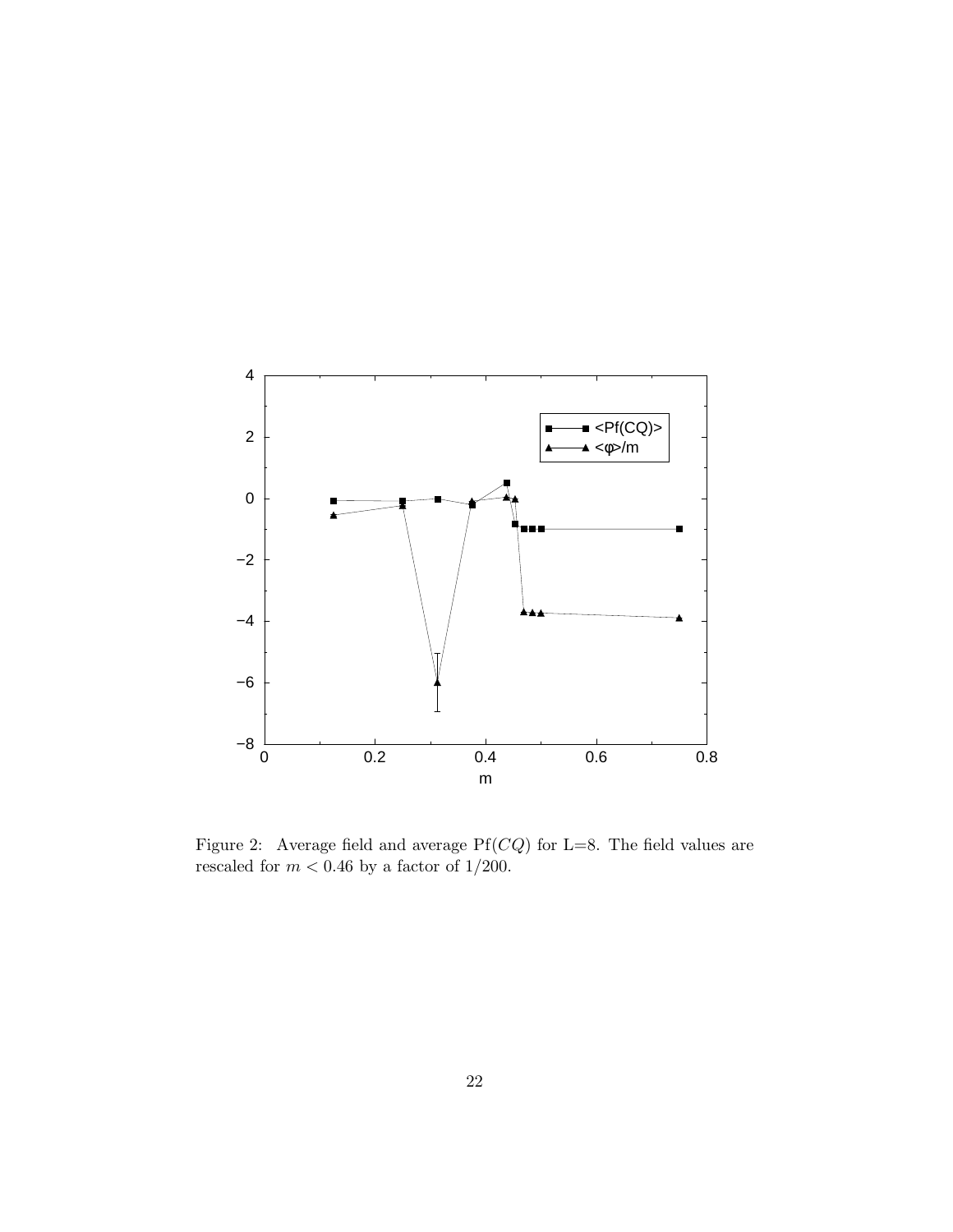Figure 2: Average field and average $\mathrm{Pf}(CQ)$ for L=8. The field values are rescaled for $m < 0.46$ by a factor of $1/200$.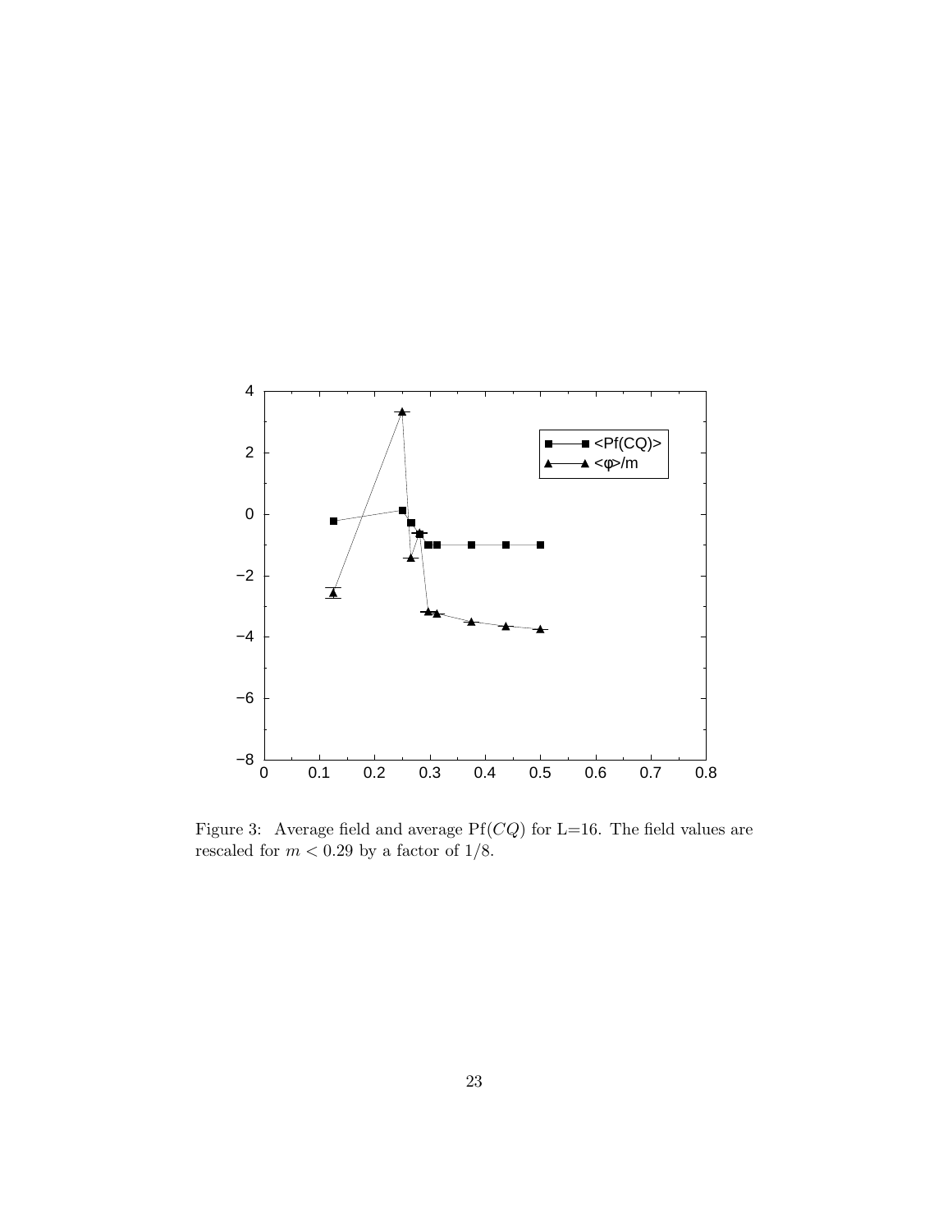Figure 3: Average field and average $\mathrm{Pf}(CQ)$ for L=16. The field values are rescaled for $m < 0.29$ by a factor of 1/8.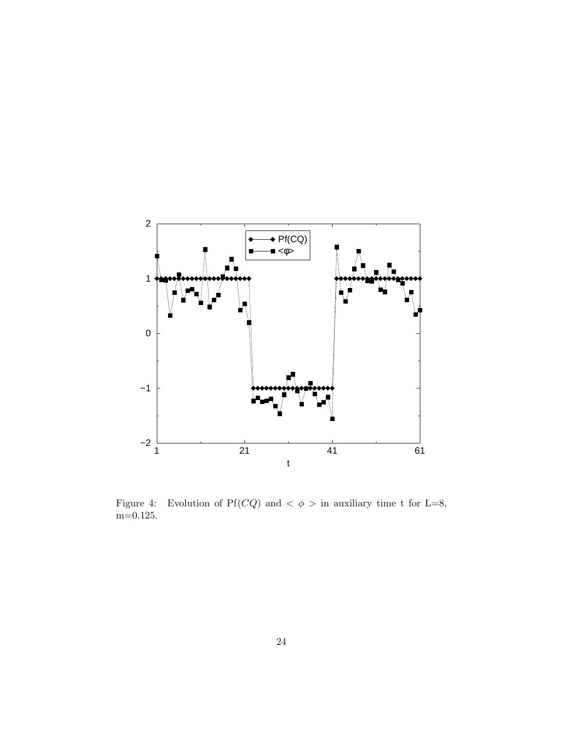Figure 4: Evolution of $\mathrm{Pf}(CQ)$ and $< \phi >$ in auxiliary time t for L=8, m=0.125.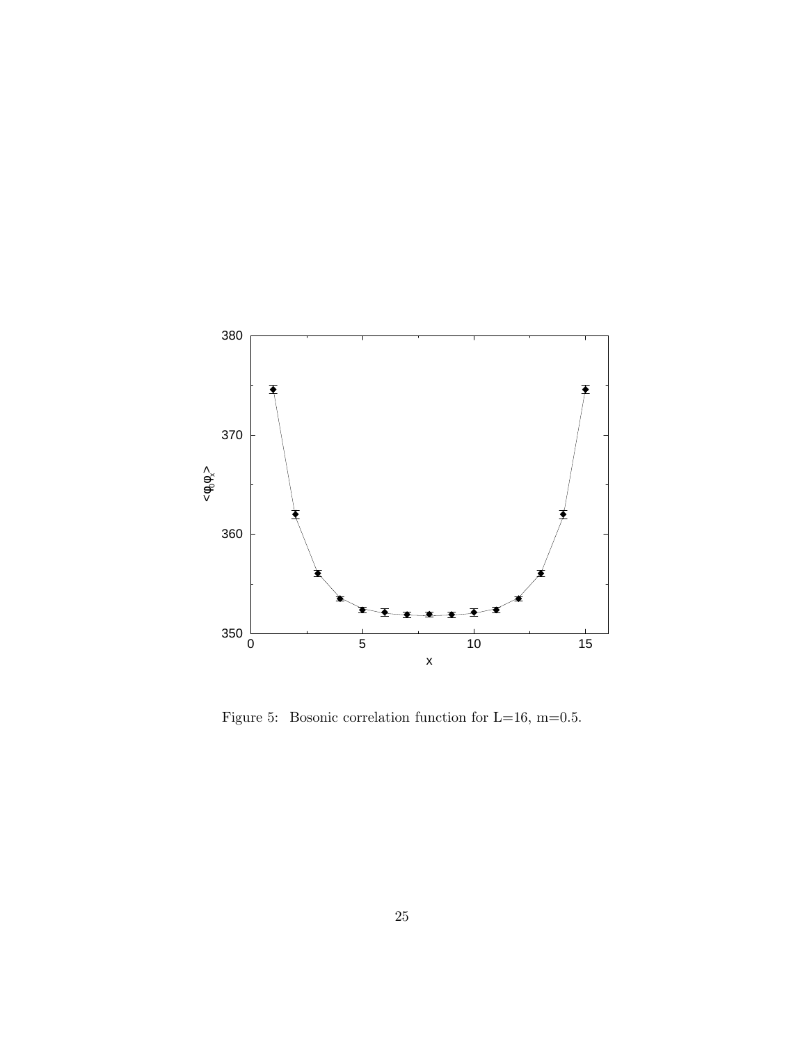Figure 5: Bosonic correlation function for L=16, m=0.5.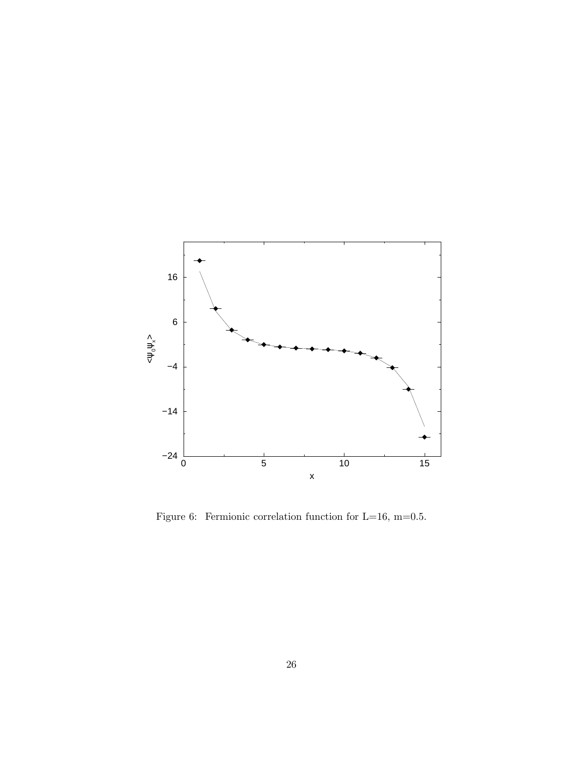Figure 6: Fermionic correlation function for L=16, m=0.5.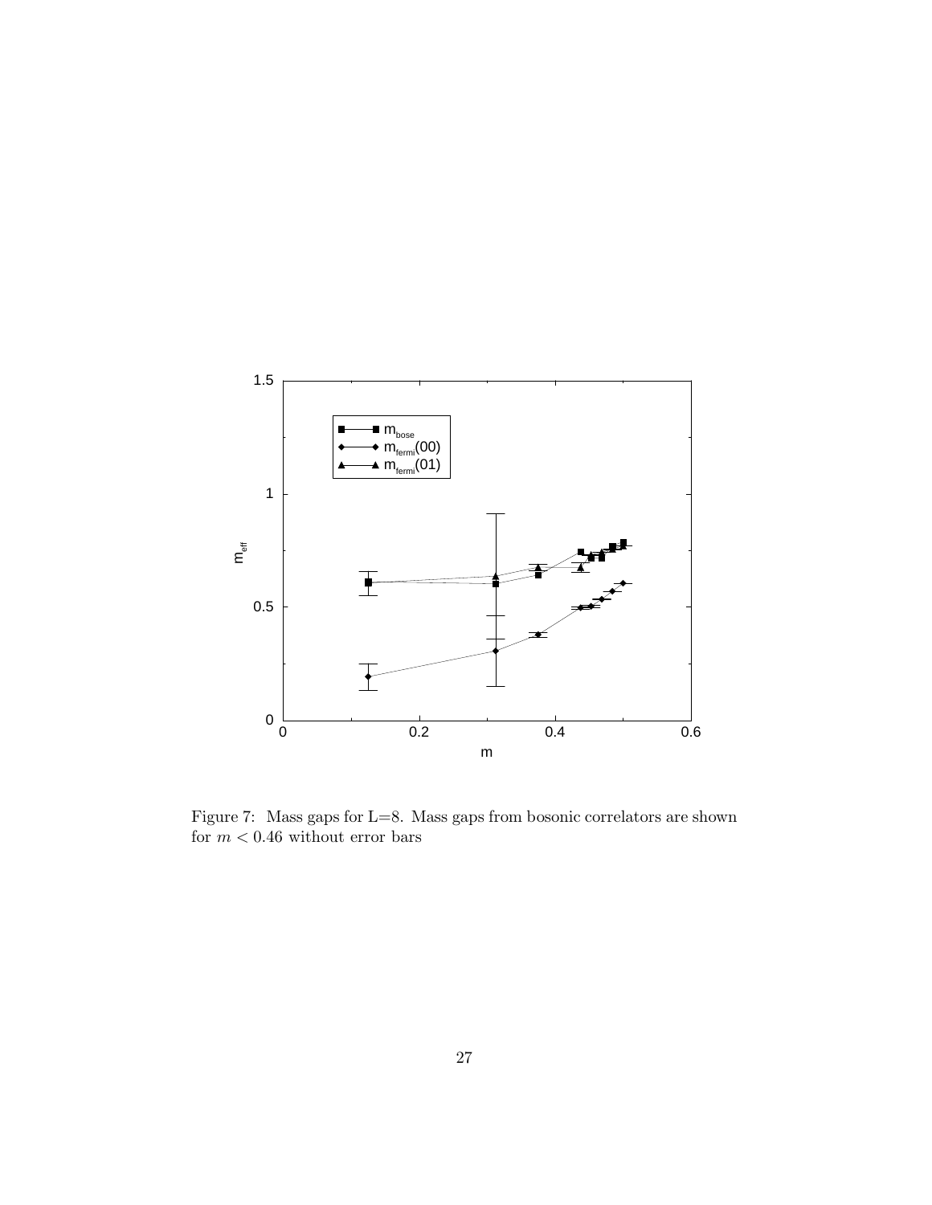Figure 7: Mass gaps for L=8. Mass gaps from bosonic correlators are shown for $m < 0.46$ without error bars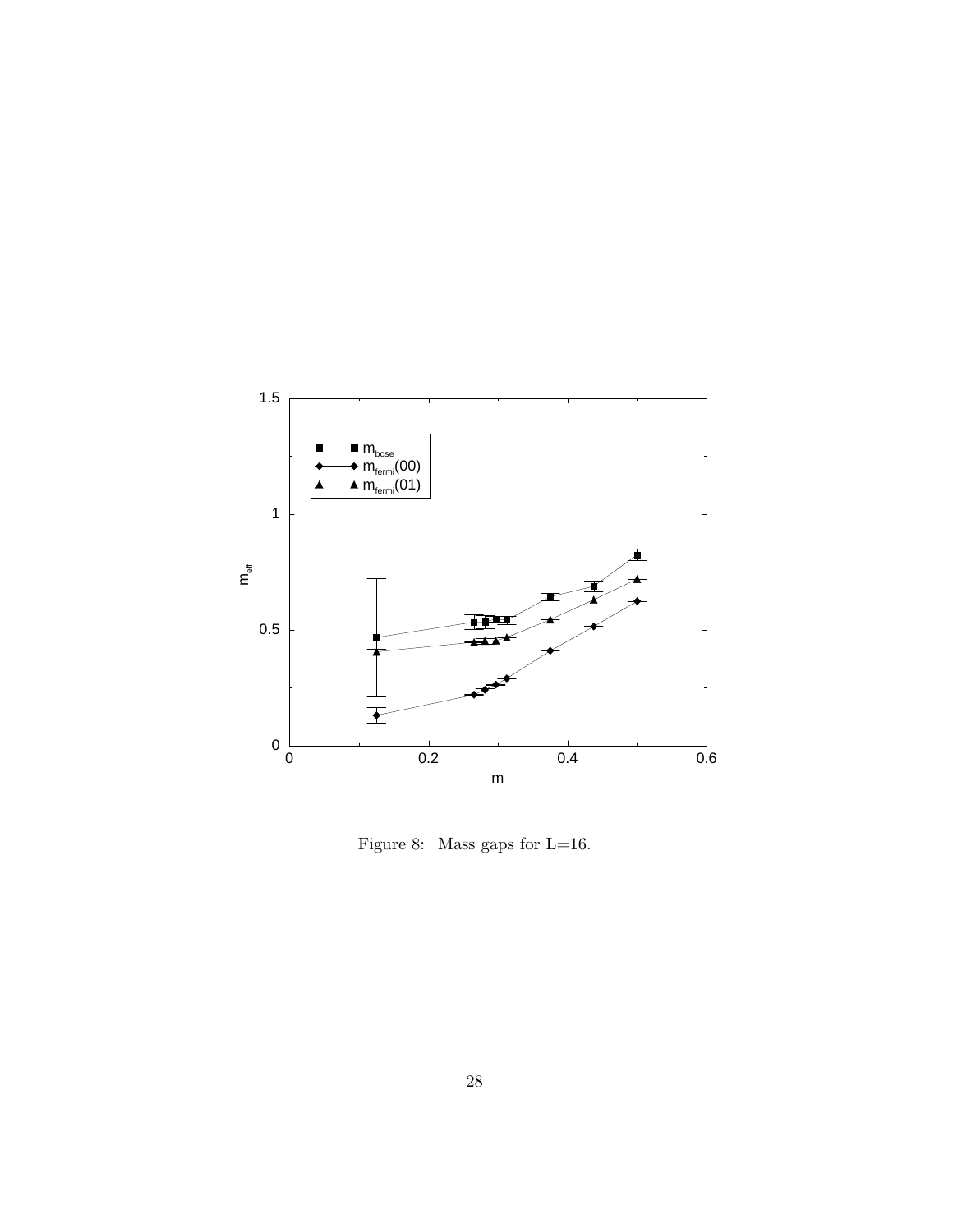Figure 8: Mass gaps for L=16.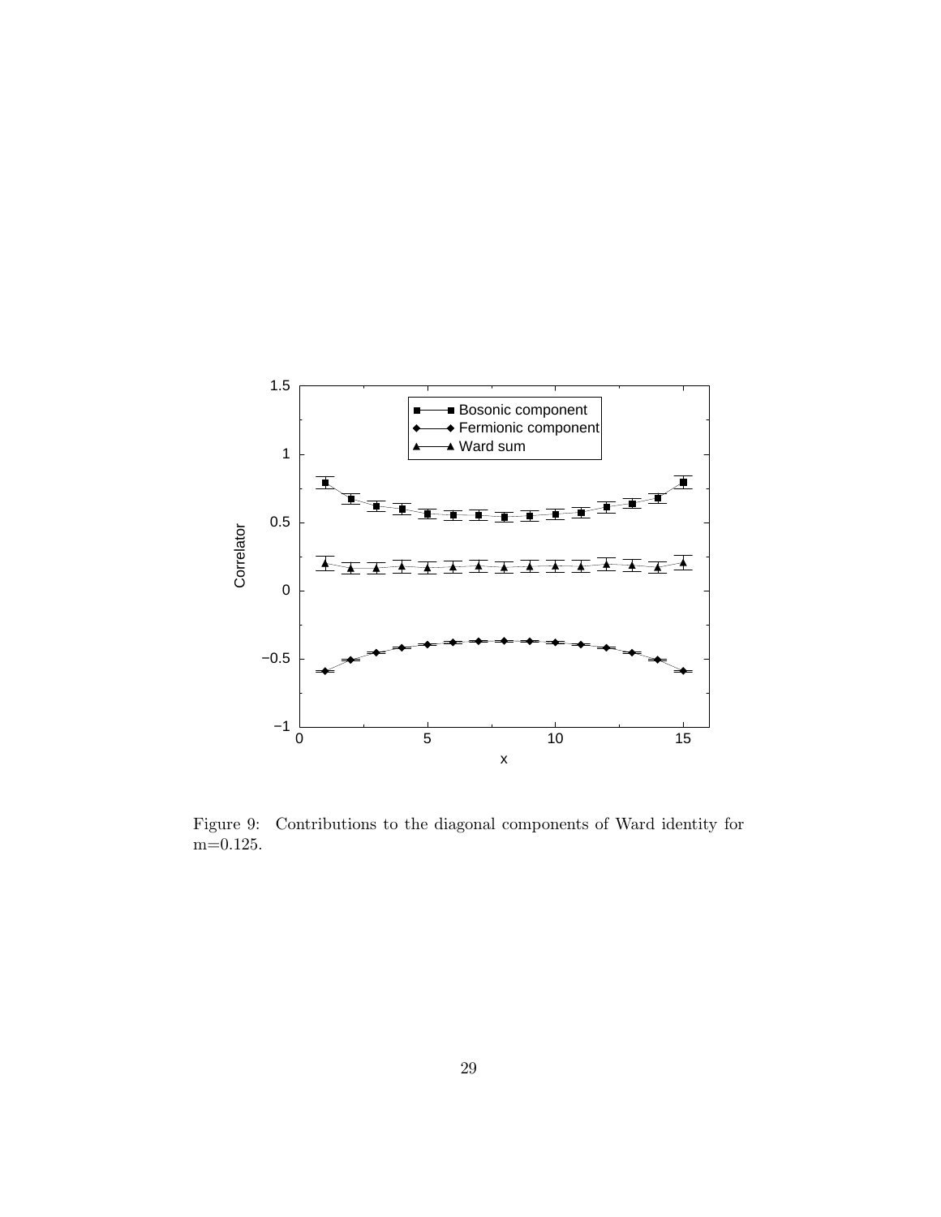Figure 9: Contributions to the diagonal components of Ward identity for m=0.125.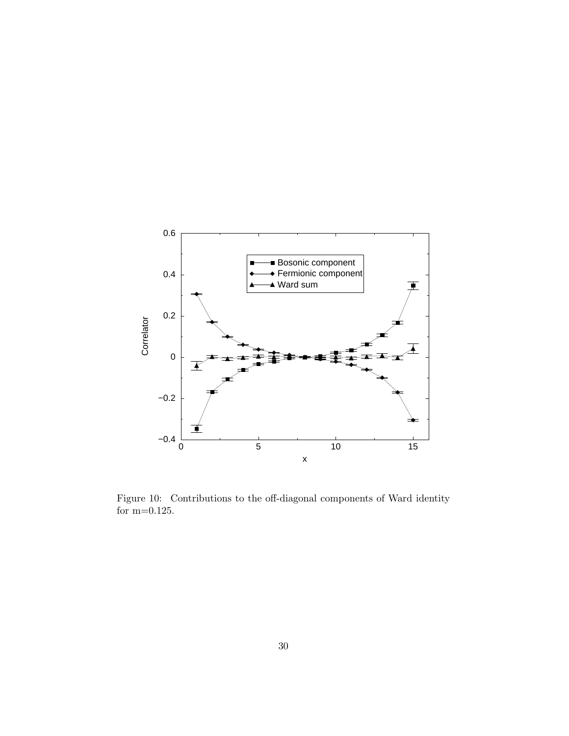Figure 10: Contributions to the off-diagonal components of Ward identity for m=0.125.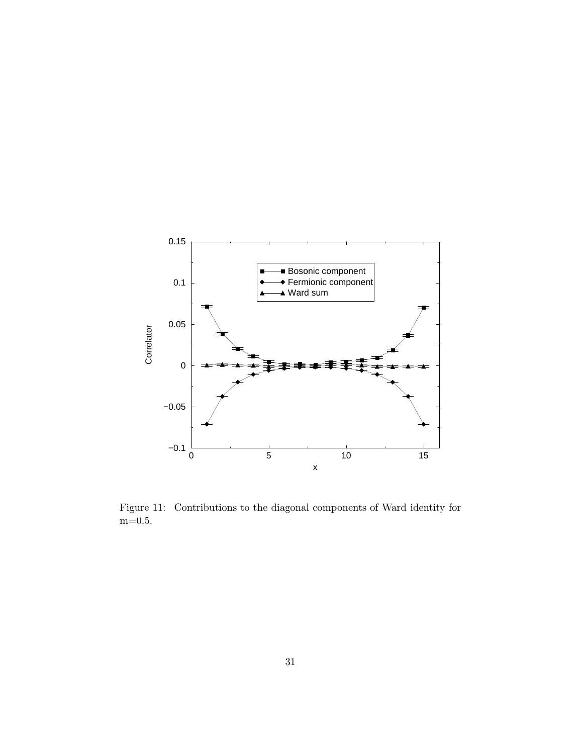Figure 11: Contributions to the diagonal components of Ward identity for m=0.5.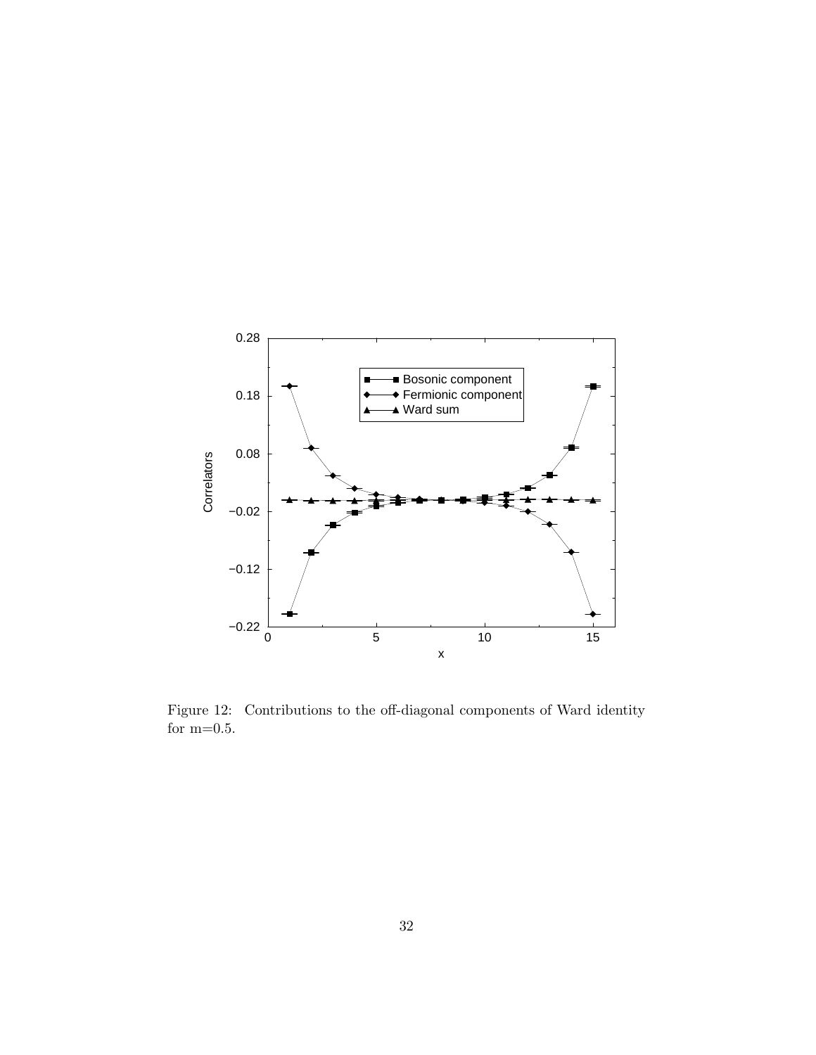0.28
0.18
0.08
−0.02
−0.12
−0.22
0
5
10
15
x
Correlators
Bosonic component
Fermionic component
Ward sum

Figure 12: Contributions to the off-diagonal components of Ward identity for m=0.5.